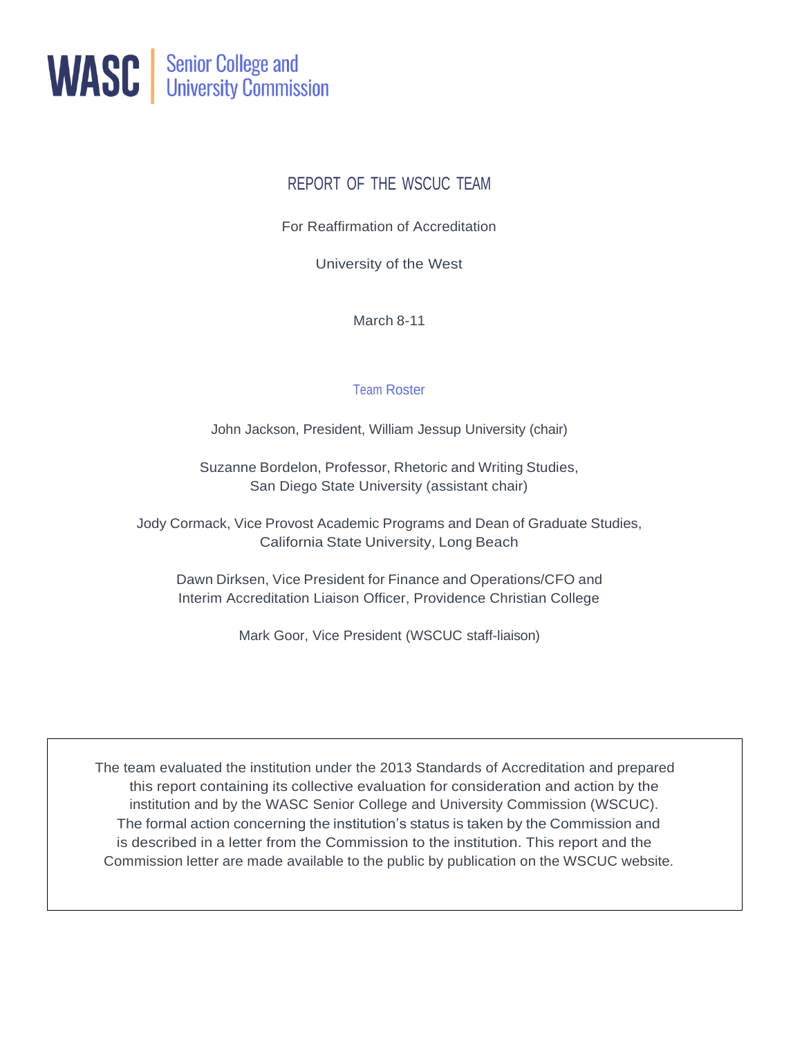WASC | Senior College and University Commission

# REPORT OF THE WSCUC TEAM

For Reaffirmation of Accreditation

University of the West

March 8-11

## Team Roster

John Jackson, President, William Jessup University (chair)

Suzanne Bordelon, Professor, Rhetoric and Writing Studies, San Diego State University (assistant chair)

Jody Cormack, Vice Provost Academic Programs and Dean of Graduate Studies, California State University, Long Beach

Dawn Dirksen, Vice President for Finance and Operations/CFO and Interim Accreditation Liaison Officer, Providence Christian College

Mark Goor, Vice President (WSCUC staff-liaison)

The team evaluated the institution under the 2013 Standards of Accreditation and prepared this report containing its collective evaluation for consideration and action by the institution and by the WASC Senior College and University Commission (WSCUC). The formal action concerning the institution's status is taken by the Commission and is described in a letter from the Commission to the institution. This report and the Commission letter are made available to the public by publication on the WSCUC website.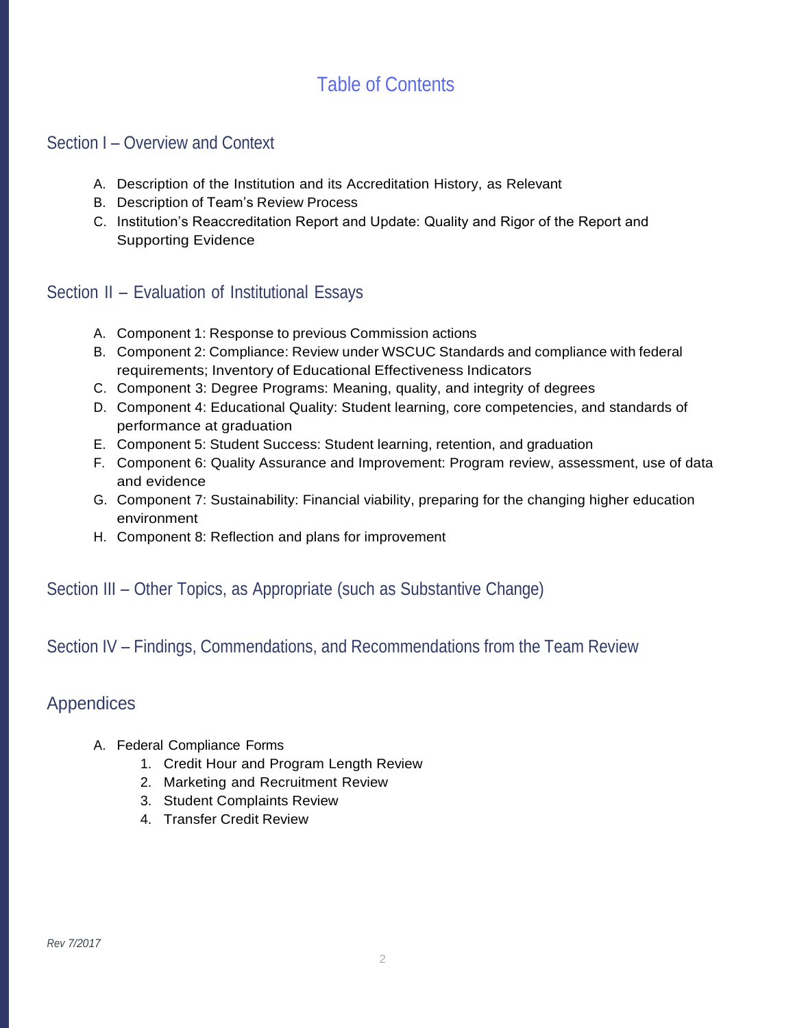# Table of Contents

## Section I – Overview and Context

A. Description of the Institution and its Accreditation History, as Relevant
B. Description of Team's Review Process
C. Institution's Reaccreditation Report and Update: Quality and Rigor of the Report and Supporting Evidence

## Section II – Evaluation of Institutional Essays

A. Component 1: Response to previous Commission actions
B. Component 2: Compliance: Review under WSCUC Standards and compliance with federal requirements; Inventory of Educational Effectiveness Indicators
C. Component 3: Degree Programs: Meaning, quality, and integrity of degrees
D. Component 4: Educational Quality: Student learning, core competencies, and standards of performance at graduation
E. Component 5: Student Success: Student learning, retention, and graduation
F. Component 6: Quality Assurance and Improvement: Program review, assessment, use of data and evidence
G. Component 7: Sustainability: Financial viability, preparing for the changing higher education environment
H. Component 8: Reflection and plans for improvement

## Section III – Other Topics, as Appropriate (such as Substantive Change)

## Section IV – Findings, Commendations, and Recommendations from the Team Review

## Appendices

A. Federal Compliance Forms
   1. Credit Hour and Program Length Review
   2. Marketing and Recruitment Review
   3. Student Complaints Review
   4. Transfer Credit Review

*Rev 7/2017*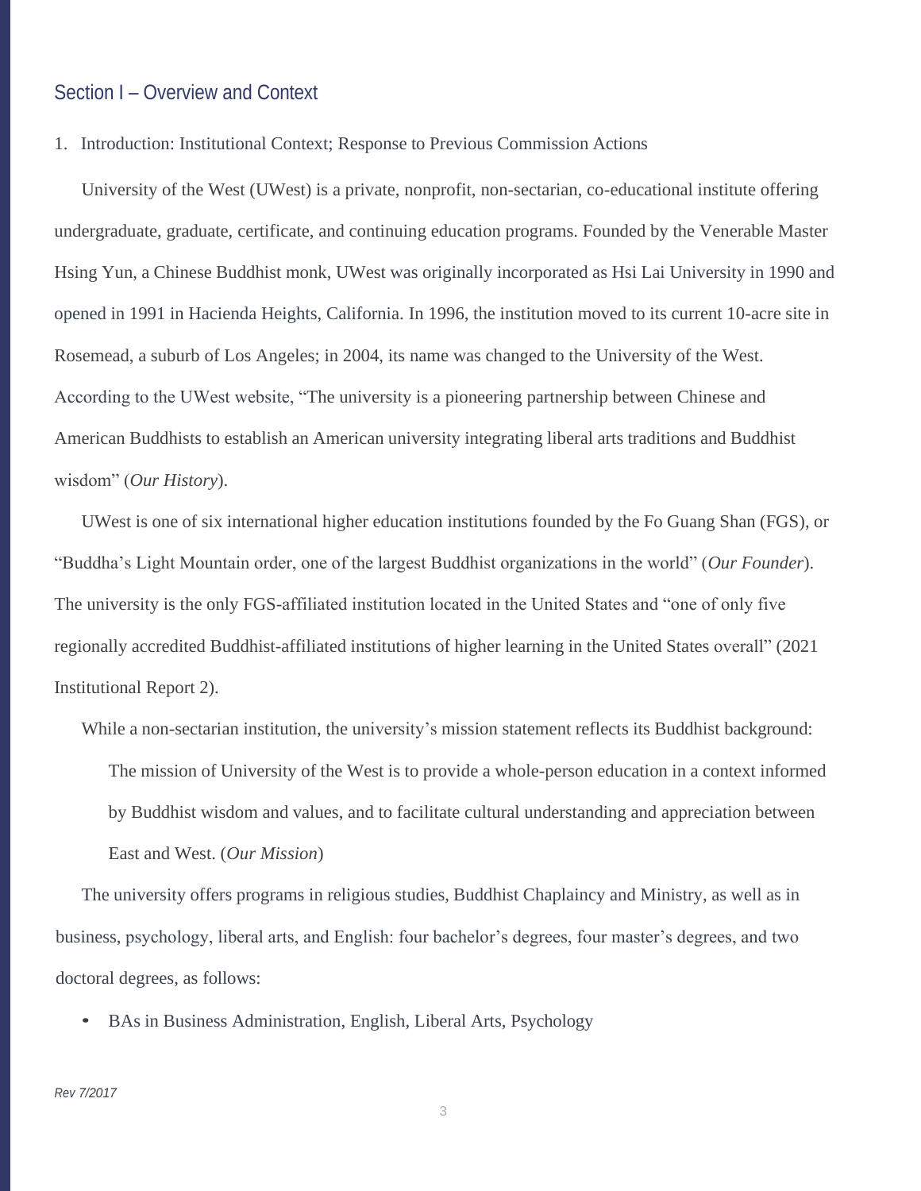## Section I – Overview and Context

1. Introduction: Institutional Context; Response to Previous Commission Actions

University of the West (UWest) is a private, nonprofit, non-sectarian, co-educational institute offering undergraduate, graduate, certificate, and continuing education programs. Founded by the Venerable Master Hsing Yun, a Chinese Buddhist monk, UWest was originally incorporated as Hsi Lai University in 1990 and opened in 1991 in Hacienda Heights, California. In 1996, the institution moved to its current 10-acre site in Rosemead, a suburb of Los Angeles; in 2004, its name was changed to the University of the West. According to the UWest website, "The university is a pioneering partnership between Chinese and American Buddhists to establish an American university integrating liberal arts traditions and Buddhist wisdom" (*Our History*).

UWest is one of six international higher education institutions founded by the Fo Guang Shan (FGS), or "Buddha's Light Mountain order, one of the largest Buddhist organizations in the world" (*Our Founder*). The university is the only FGS-affiliated institution located in the United States and "one of only five regionally accredited Buddhist-affiliated institutions of higher learning in the United States overall" (2021 Institutional Report 2).

While a non-sectarian institution, the university's mission statement reflects its Buddhist background:

> The mission of University of the West is to provide a whole-person education in a context informed by Buddhist wisdom and values, and to facilitate cultural understanding and appreciation between East and West. (*Our Mission*)

The university offers programs in religious studies, Buddhist Chaplaincy and Ministry, as well as in business, psychology, liberal arts, and English: four bachelor's degrees, four master's degrees, and two doctoral degrees, as follows:

- BAs in Business Administration, English, Liberal Arts, Psychology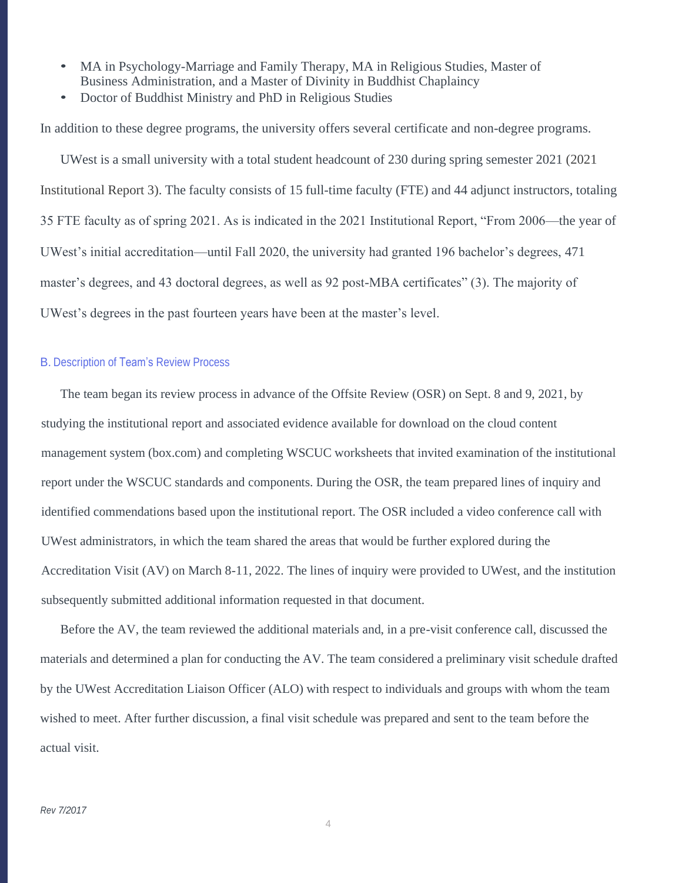- MA in Psychology-Marriage and Family Therapy, MA in Religious Studies, Master of Business Administration, and a Master of Divinity in Buddhist Chaplaincy
- Doctor of Buddhist Ministry and PhD in Religious Studies

In addition to these degree programs, the university offers several certificate and non-degree programs.

UWest is a small university with a total student headcount of 230 during spring semester 2021 (2021 Institutional Report 3). The faculty consists of 15 full-time faculty (FTE) and 44 adjunct instructors, totaling 35 FTE faculty as of spring 2021. As is indicated in the 2021 Institutional Report, "From 2006—the year of UWest's initial accreditation—until Fall 2020, the university had granted 196 bachelor's degrees, 471 master's degrees, and 43 doctoral degrees, as well as 92 post-MBA certificates" (3). The majority of UWest's degrees in the past fourteen years have been at the master's level.

### B. Description of Team's Review Process

The team began its review process in advance of the Offsite Review (OSR) on Sept. 8 and 9, 2021, by studying the institutional report and associated evidence available for download on the cloud content management system (box.com) and completing WSCUC worksheets that invited examination of the institutional report under the WSCUC standards and components. During the OSR, the team prepared lines of inquiry and identified commendations based upon the institutional report. The OSR included a video conference call with UWest administrators, in which the team shared the areas that would be further explored during the Accreditation Visit (AV) on March 8-11, 2022. The lines of inquiry were provided to UWest, and the institution subsequently submitted additional information requested in that document.

Before the AV, the team reviewed the additional materials and, in a pre-visit conference call, discussed the materials and determined a plan for conducting the AV. The team considered a preliminary visit schedule drafted by the UWest Accreditation Liaison Officer (ALO) with respect to individuals and groups with whom the team wished to meet. After further discussion, a final visit schedule was prepared and sent to the team before the actual visit.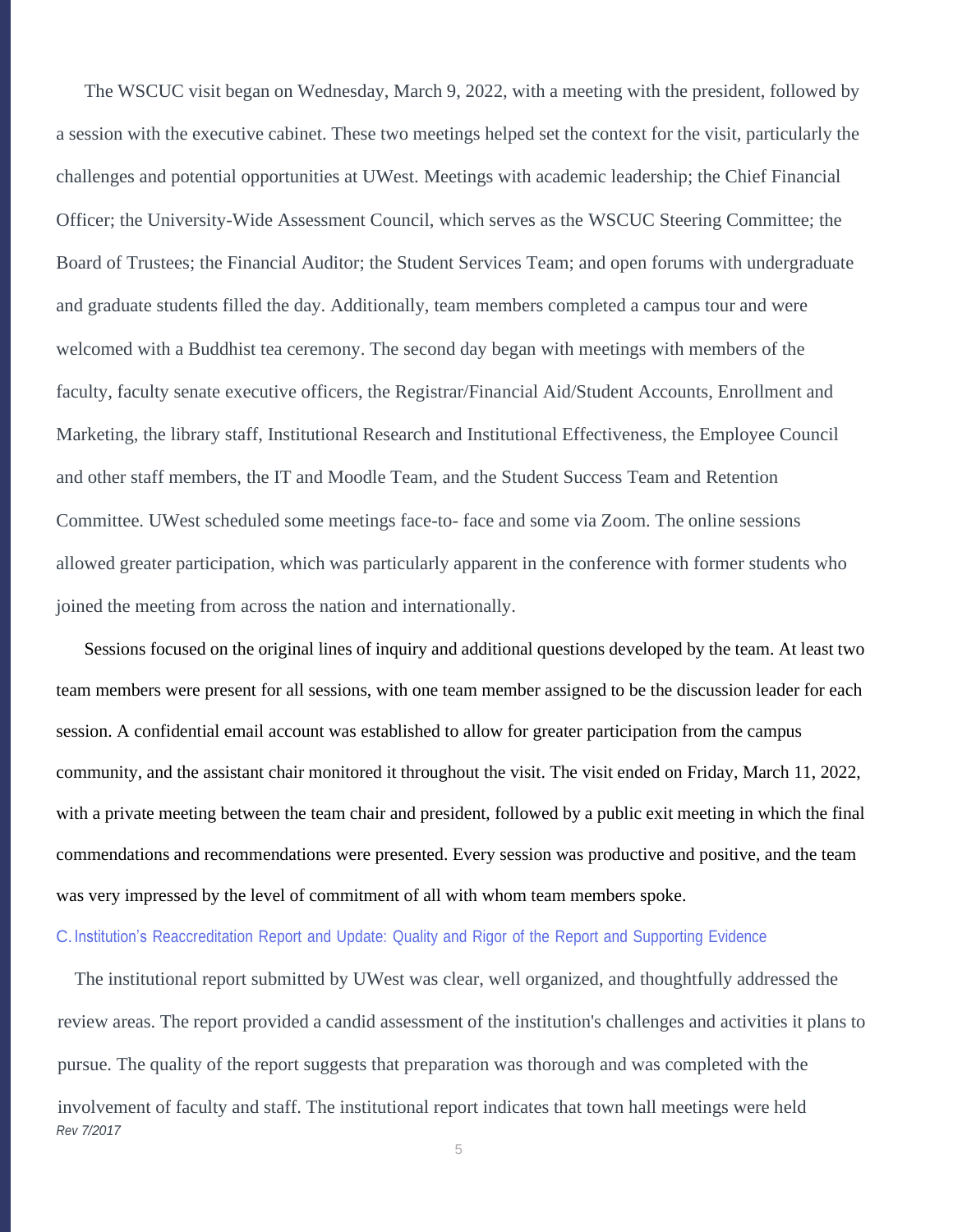The WSCUC visit began on Wednesday, March 9, 2022, with a meeting with the president, followed by a session with the executive cabinet. These two meetings helped set the context for the visit, particularly the challenges and potential opportunities at UWest. Meetings with academic leadership; the Chief Financial Officer; the University-Wide Assessment Council, which serves as the WSCUC Steering Committee; the Board of Trustees; the Financial Auditor; the Student Services Team; and open forums with undergraduate and graduate students filled the day. Additionally, team members completed a campus tour and were welcomed with a Buddhist tea ceremony. The second day began with meetings with members of the faculty, faculty senate executive officers, the Registrar/Financial Aid/Student Accounts, Enrollment and Marketing, the library staff, Institutional Research and Institutional Effectiveness, the Employee Council and other staff members, the IT and Moodle Team, and the Student Success Team and Retention Committee. UWest scheduled some meetings face-to- face and some via Zoom. The online sessions allowed greater participation, which was particularly apparent in the conference with former students who joined the meeting from across the nation and internationally.

Sessions focused on the original lines of inquiry and additional questions developed by the team. At least two team members were present for all sessions, with one team member assigned to be the discussion leader for each session. A confidential email account was established to allow for greater participation from the campus community, and the assistant chair monitored it throughout the visit. The visit ended on Friday, March 11, 2022, with a private meeting between the team chair and president, followed by a public exit meeting in which the final commendations and recommendations were presented. Every session was productive and positive, and the team was very impressed by the level of commitment of all with whom team members spoke.

### C. Institution's Reaccreditation Report and Update: Quality and Rigor of the Report and Supporting Evidence

The institutional report submitted by UWest was clear, well organized, and thoughtfully addressed the review areas. The report provided a candid assessment of the institution's challenges and activities it plans to pursue. The quality of the report suggests that preparation was thorough and was completed with the involvement of faculty and staff. The institutional report indicates that town hall meetings were held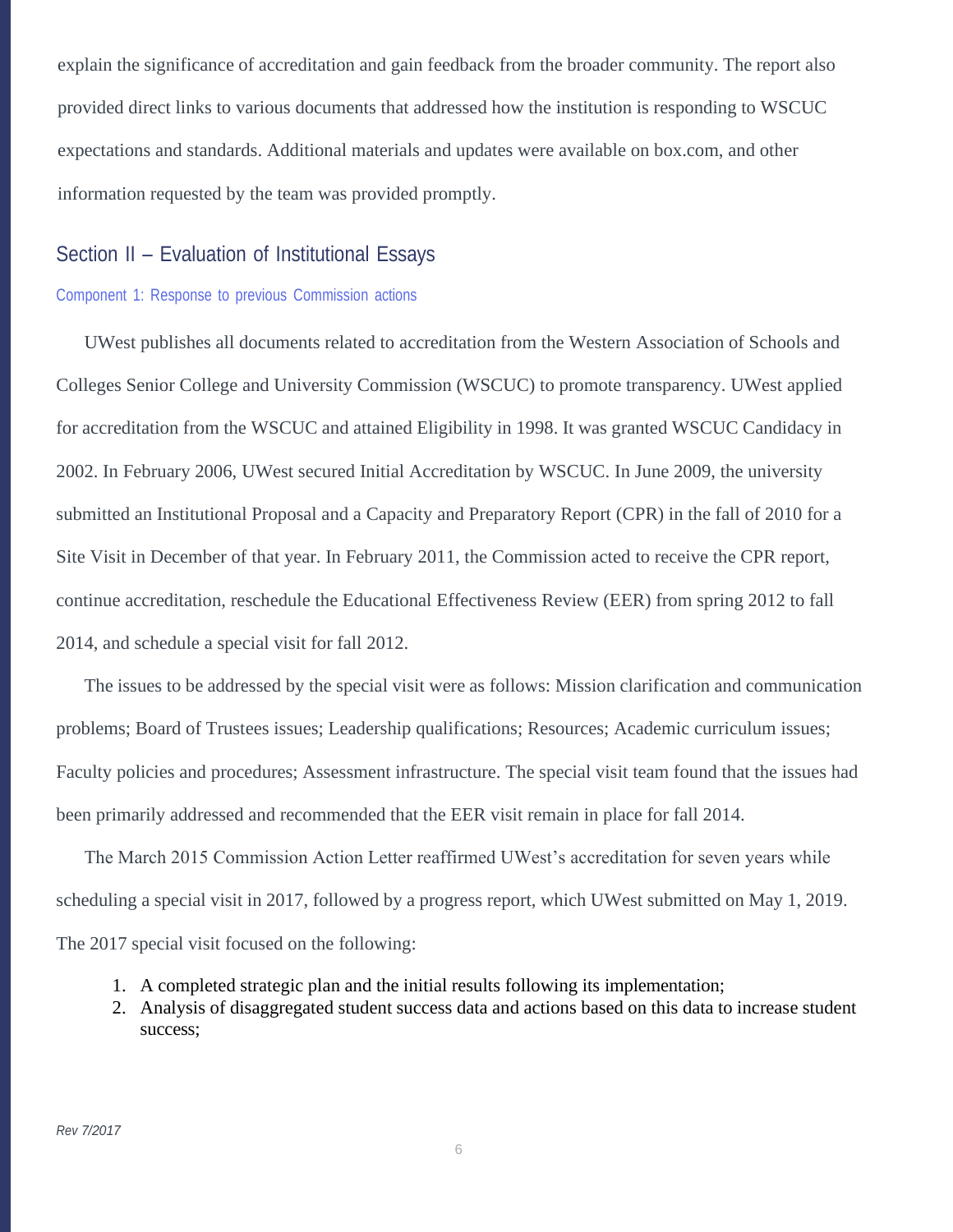explain the significance of accreditation and gain feedback from the broader community. The report also provided direct links to various documents that addressed how the institution is responding to WSCUC expectations and standards. Additional materials and updates were available on box.com, and other information requested by the team was provided promptly.

## Section II – Evaluation of Institutional Essays

### Component 1: Response to previous Commission actions

UWest publishes all documents related to accreditation from the Western Association of Schools and Colleges Senior College and University Commission (WSCUC) to promote transparency. UWest applied for accreditation from the WSCUC and attained Eligibility in 1998. It was granted WSCUC Candidacy in 2002. In February 2006, UWest secured Initial Accreditation by WSCUC. In June 2009, the university submitted an Institutional Proposal and a Capacity and Preparatory Report (CPR) in the fall of 2010 for a Site Visit in December of that year. In February 2011, the Commission acted to receive the CPR report, continue accreditation, reschedule the Educational Effectiveness Review (EER) from spring 2012 to fall 2014, and schedule a special visit for fall 2012.

The issues to be addressed by the special visit were as follows: Mission clarification and communication problems; Board of Trustees issues; Leadership qualifications; Resources; Academic curriculum issues; Faculty policies and procedures; Assessment infrastructure. The special visit team found that the issues had been primarily addressed and recommended that the EER visit remain in place for fall 2014.

The March 2015 Commission Action Letter reaffirmed UWest's accreditation for seven years while scheduling a special visit in 2017, followed by a progress report, which UWest submitted on May 1, 2019. The 2017 special visit focused on the following:

1. A completed strategic plan and the initial results following its implementation;
2. Analysis of disaggregated student success data and actions based on this data to increase student success;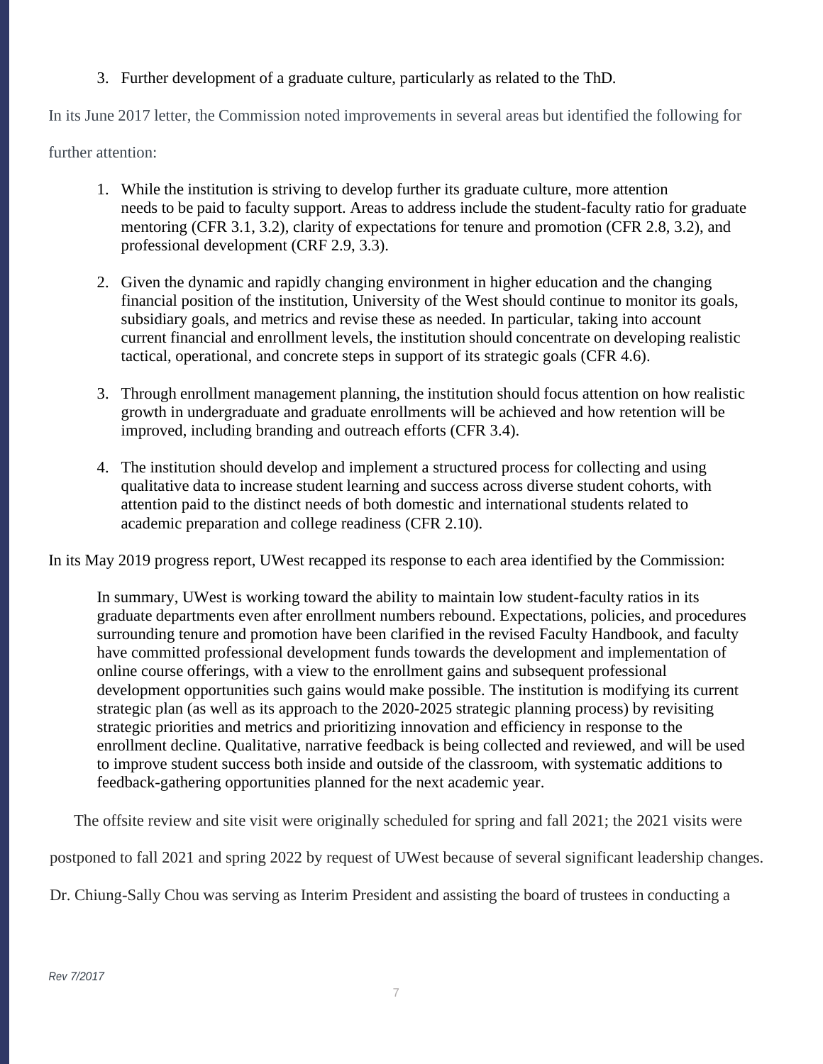3. Further development of a graduate culture, particularly as related to the ThD.

In its June 2017 letter, the Commission noted improvements in several areas but identified the following for further attention:

1. While the institution is striving to develop further its graduate culture, more attention needs to be paid to faculty support. Areas to address include the student-faculty ratio for graduate mentoring (CFR 3.1, 3.2), clarity of expectations for tenure and promotion (CFR 2.8, 3.2), and professional development (CRF 2.9, 3.3).

2. Given the dynamic and rapidly changing environment in higher education and the changing financial position of the institution, University of the West should continue to monitor its goals, subsidiary goals, and metrics and revise these as needed. In particular, taking into account current financial and enrollment levels, the institution should concentrate on developing realistic tactical, operational, and concrete steps in support of its strategic goals (CFR 4.6).

3. Through enrollment management planning, the institution should focus attention on how realistic growth in undergraduate and graduate enrollments will be achieved and how retention will be improved, including branding and outreach efforts (CFR 3.4).

4. The institution should develop and implement a structured process for collecting and using qualitative data to increase student learning and success across diverse student cohorts, with attention paid to the distinct needs of both domestic and international students related to academic preparation and college readiness (CFR 2.10).

In its May 2019 progress report, UWest recapped its response to each area identified by the Commission:

> In summary, UWest is working toward the ability to maintain low student-faculty ratios in its graduate departments even after enrollment numbers rebound. Expectations, policies, and procedures surrounding tenure and promotion have been clarified in the revised Faculty Handbook, and faculty have committed professional development funds towards the development and implementation of online course offerings, with a view to the enrollment gains and subsequent professional development opportunities such gains would make possible. The institution is modifying its current strategic plan (as well as its approach to the 2020-2025 strategic planning process) by revisiting strategic priorities and metrics and prioritizing innovation and efficiency in response to the enrollment decline. Qualitative, narrative feedback is being collected and reviewed, and will be used to improve student success both inside and outside of the classroom, with systematic additions to feedback-gathering opportunities planned for the next academic year.

The offsite review and site visit were originally scheduled for spring and fall 2021; the 2021 visits were postponed to fall 2021 and spring 2022 by request of UWest because of several significant leadership changes. Dr. Chiung-Sally Chou was serving as Interim President and assisting the board of trustees in conducting a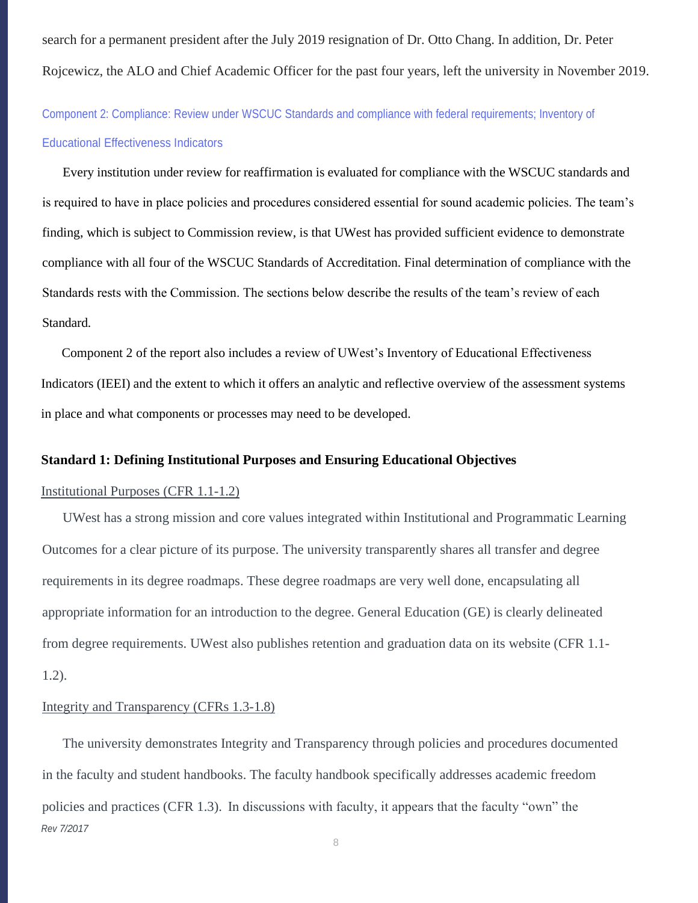search for a permanent president after the July 2019 resignation of Dr. Otto Chang. In addition, Dr. Peter Rojcewicz, the ALO and Chief Academic Officer for the past four years, left the university in November 2019.

## Component 2: Compliance: Review under WSCUC Standards and compliance with federal requirements; Inventory of Educational Effectiveness Indicators

Every institution under review for reaffirmation is evaluated for compliance with the WSCUC standards and is required to have in place policies and procedures considered essential for sound academic policies. The team's finding, which is subject to Commission review, is that UWest has provided sufficient evidence to demonstrate compliance with all four of the WSCUC Standards of Accreditation. Final determination of compliance with the Standards rests with the Commission. The sections below describe the results of the team's review of each Standard.

Component 2 of the report also includes a review of UWest's Inventory of Educational Effectiveness Indicators (IEEI) and the extent to which it offers an analytic and reflective overview of the assessment systems in place and what components or processes may need to be developed.

### Standard 1: Defining Institutional Purposes and Ensuring Educational Objectives

Institutional Purposes (CFR 1.1-1.2)

UWest has a strong mission and core values integrated within Institutional and Programmatic Learning Outcomes for a clear picture of its purpose. The university transparently shares all transfer and degree requirements in its degree roadmaps. These degree roadmaps are very well done, encapsulating all appropriate information for an introduction to the degree. General Education (GE) is clearly delineated from degree requirements. UWest also publishes retention and graduation data on its website (CFR 1.1-1.2).

Integrity and Transparency (CFRs 1.3-1.8)

The university demonstrates Integrity and Transparency through policies and procedures documented in the faculty and student handbooks. The faculty handbook specifically addresses academic freedom policies and practices (CFR 1.3). In discussions with faculty, it appears that the faculty "own" the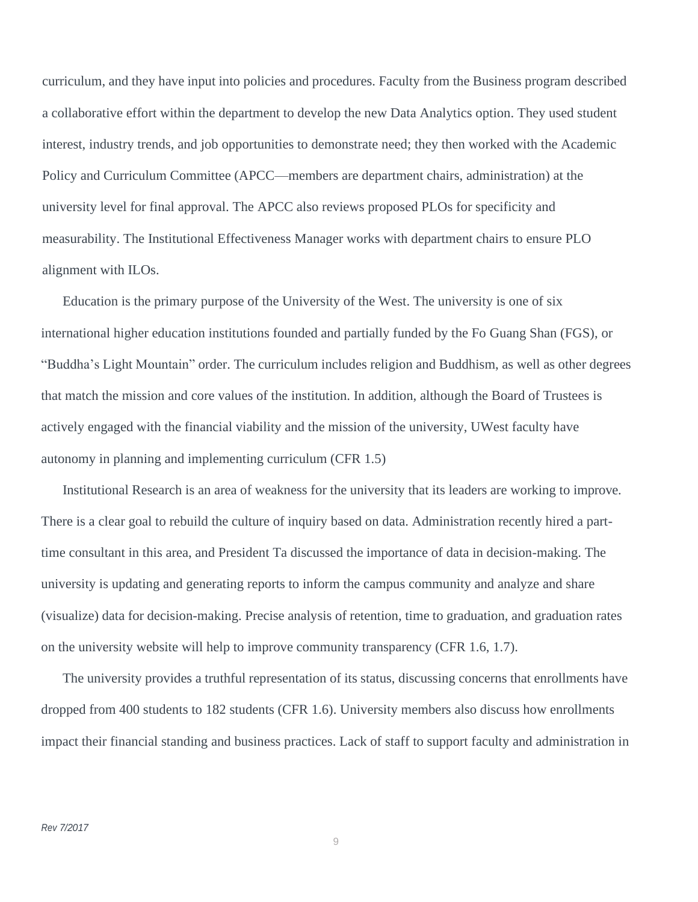curriculum, and they have input into policies and procedures. Faculty from the Business program described a collaborative effort within the department to develop the new Data Analytics option. They used student interest, industry trends, and job opportunities to demonstrate need; they then worked with the Academic Policy and Curriculum Committee (APCC—members are department chairs, administration) at the university level for final approval. The APCC also reviews proposed PLOs for specificity and measurability. The Institutional Effectiveness Manager works with department chairs to ensure PLO alignment with ILOs.

Education is the primary purpose of the University of the West. The university is one of six international higher education institutions founded and partially funded by the Fo Guang Shan (FGS), or "Buddha's Light Mountain" order. The curriculum includes religion and Buddhism, as well as other degrees that match the mission and core values of the institution. In addition, although the Board of Trustees is actively engaged with the financial viability and the mission of the university, UWest faculty have autonomy in planning and implementing curriculum (CFR 1.5)

Institutional Research is an area of weakness for the university that its leaders are working to improve. There is a clear goal to rebuild the culture of inquiry based on data. Administration recently hired a part-time consultant in this area, and President Ta discussed the importance of data in decision-making. The university is updating and generating reports to inform the campus community and analyze and share (visualize) data for decision-making. Precise analysis of retention, time to graduation, and graduation rates on the university website will help to improve community transparency (CFR 1.6, 1.7).

The university provides a truthful representation of its status, discussing concerns that enrollments have dropped from 400 students to 182 students (CFR 1.6). University members also discuss how enrollments impact their financial standing and business practices. Lack of staff to support faculty and administration in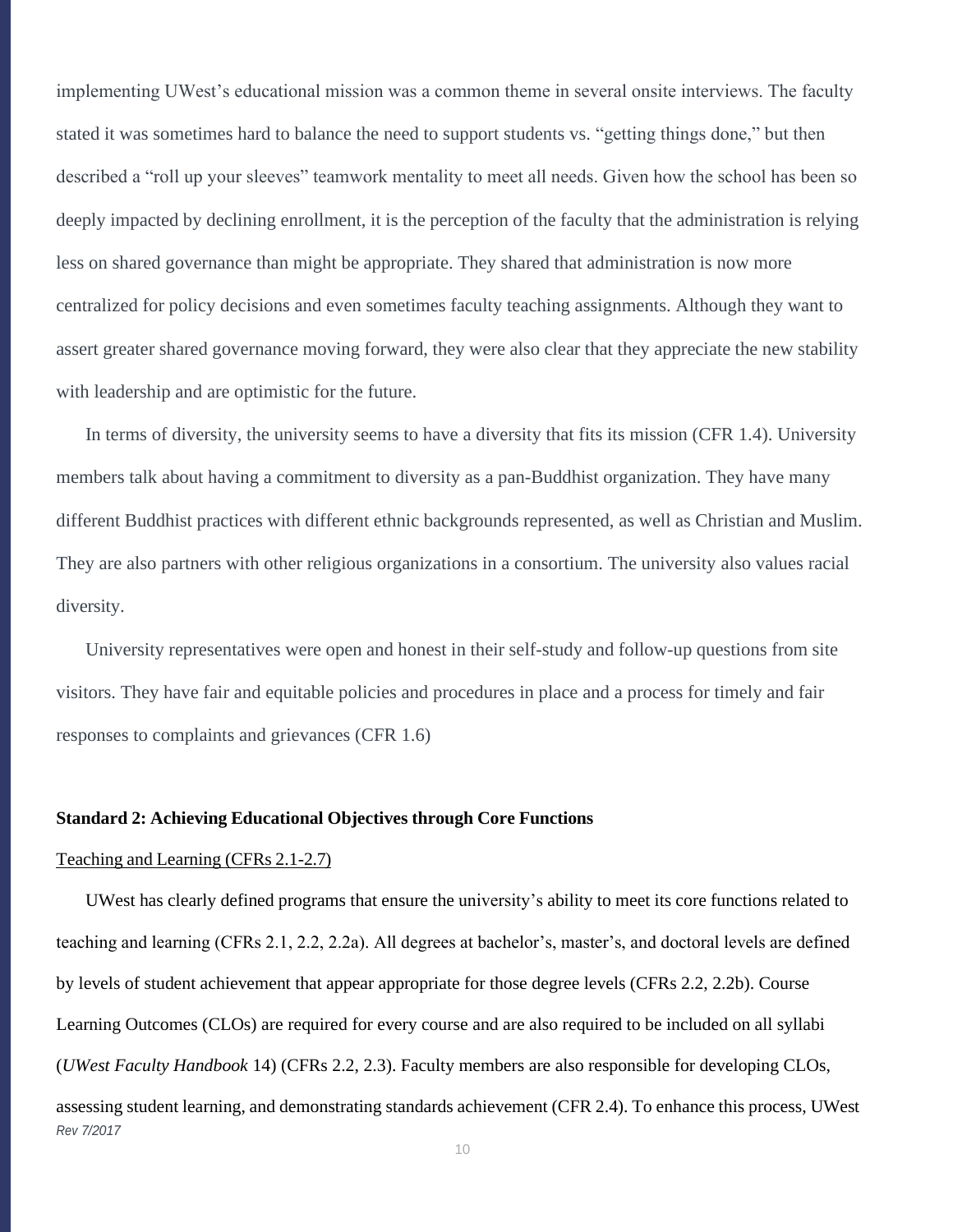implementing UWest's educational mission was a common theme in several onsite interviews. The faculty stated it was sometimes hard to balance the need to support students vs. "getting things done," but then described a "roll up your sleeves" teamwork mentality to meet all needs. Given how the school has been so deeply impacted by declining enrollment, it is the perception of the faculty that the administration is relying less on shared governance than might be appropriate. They shared that administration is now more centralized for policy decisions and even sometimes faculty teaching assignments. Although they want to assert greater shared governance moving forward, they were also clear that they appreciate the new stability with leadership and are optimistic for the future.

In terms of diversity, the university seems to have a diversity that fits its mission (CFR 1.4). University members talk about having a commitment to diversity as a pan-Buddhist organization. They have many different Buddhist practices with different ethnic backgrounds represented, as well as Christian and Muslim. They are also partners with other religious organizations in a consortium. The university also values racial diversity.

University representatives were open and honest in their self-study and follow-up questions from site visitors. They have fair and equitable policies and procedures in place and a process for timely and fair responses to complaints and grievances (CFR 1.6)

**Standard 2: Achieving Educational Objectives through Core Functions**

Teaching and Learning (CFRs 2.1-2.7)

UWest has clearly defined programs that ensure the university's ability to meet its core functions related to teaching and learning (CFRs 2.1, 2.2, 2.2a). All degrees at bachelor's, master's, and doctoral levels are defined by levels of student achievement that appear appropriate for those degree levels (CFRs 2.2, 2.2b). Course Learning Outcomes (CLOs) are required for every course and are also required to be included on all syllabi (*UWest Faculty Handbook* 14) (CFRs 2.2, 2.3). Faculty members are also responsible for developing CLOs, assessing student learning, and demonstrating standards achievement (CFR 2.4). To enhance this process, UWest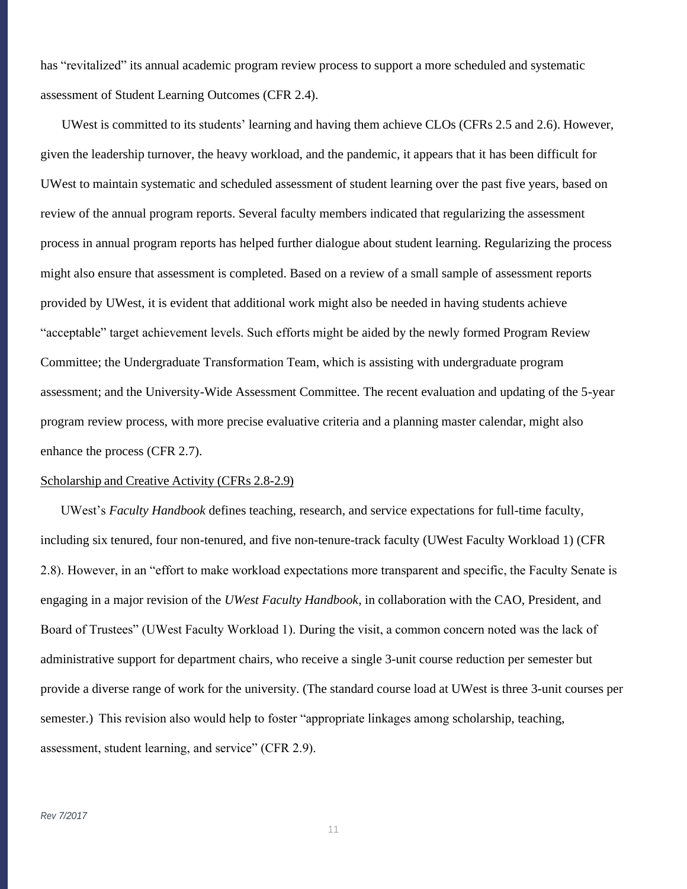has "revitalized" its annual academic program review process to support a more scheduled and systematic assessment of Student Learning Outcomes (CFR 2.4).

UWest is committed to its students' learning and having them achieve CLOs (CFRs 2.5 and 2.6). However, given the leadership turnover, the heavy workload, and the pandemic, it appears that it has been difficult for UWest to maintain systematic and scheduled assessment of student learning over the past five years, based on review of the annual program reports. Several faculty members indicated that regularizing the assessment process in annual program reports has helped further dialogue about student learning. Regularizing the process might also ensure that assessment is completed. Based on a review of a small sample of assessment reports provided by UWest, it is evident that additional work might also be needed in having students achieve "acceptable" target achievement levels. Such efforts might be aided by the newly formed Program Review Committee; the Undergraduate Transformation Team, which is assisting with undergraduate program assessment; and the University-Wide Assessment Committee. The recent evaluation and updating of the 5-year program review process, with more precise evaluative criteria and a planning master calendar, might also enhance the process (CFR 2.7).

<u>Scholarship and Creative Activity (CFRs 2.8-2.9)</u>

UWest's *Faculty Handbook* defines teaching, research, and service expectations for full-time faculty, including six tenured, four non-tenured, and five non-tenure-track faculty (UWest Faculty Workload 1) (CFR 2.8). However, in an "effort to make workload expectations more transparent and specific, the Faculty Senate is engaging in a major revision of the *UWest Faculty Handbook*, in collaboration with the CAO, President, and Board of Trustees" (UWest Faculty Workload 1). During the visit, a common concern noted was the lack of administrative support for department chairs, who receive a single 3-unit course reduction per semester but provide a diverse range of work for the university. (The standard course load at UWest is three 3-unit courses per semester.) This revision also would help to foster "appropriate linkages among scholarship, teaching, assessment, student learning, and service" (CFR 2.9).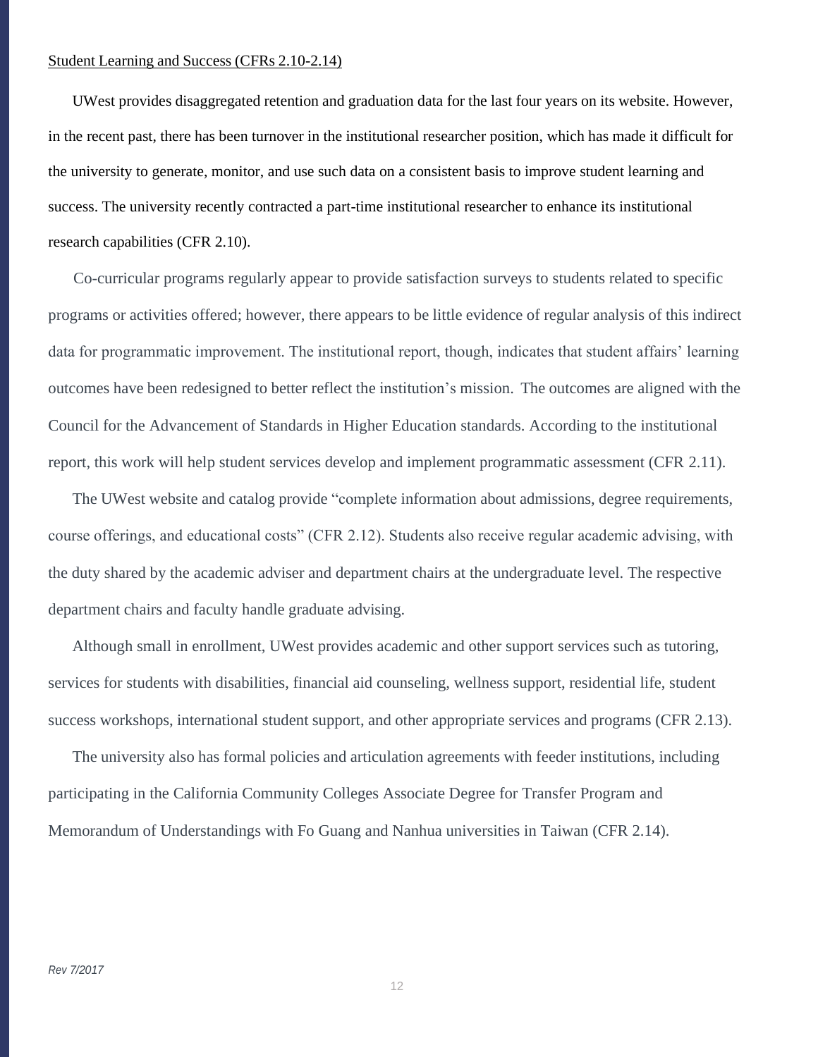Student Learning and Success (CFRs 2.10-2.14)

UWest provides disaggregated retention and graduation data for the last four years on its website. However, in the recent past, there has been turnover in the institutional researcher position, which has made it difficult for the university to generate, monitor, and use such data on a consistent basis to improve student learning and success. The university recently contracted a part-time institutional researcher to enhance its institutional research capabilities (CFR 2.10).

Co-curricular programs regularly appear to provide satisfaction surveys to students related to specific programs or activities offered; however, there appears to be little evidence of regular analysis of this indirect data for programmatic improvement. The institutional report, though, indicates that student affairs' learning outcomes have been redesigned to better reflect the institution's mission. The outcomes are aligned with the Council for the Advancement of Standards in Higher Education standards. According to the institutional report, this work will help student services develop and implement programmatic assessment (CFR 2.11).

The UWest website and catalog provide "complete information about admissions, degree requirements, course offerings, and educational costs" (CFR 2.12). Students also receive regular academic advising, with the duty shared by the academic adviser and department chairs at the undergraduate level. The respective department chairs and faculty handle graduate advising.

Although small in enrollment, UWest provides academic and other support services such as tutoring, services for students with disabilities, financial aid counseling, wellness support, residential life, student success workshops, international student support, and other appropriate services and programs (CFR 2.13).

The university also has formal policies and articulation agreements with feeder institutions, including participating in the California Community Colleges Associate Degree for Transfer Program and Memorandum of Understandings with Fo Guang and Nanhua universities in Taiwan (CFR 2.14).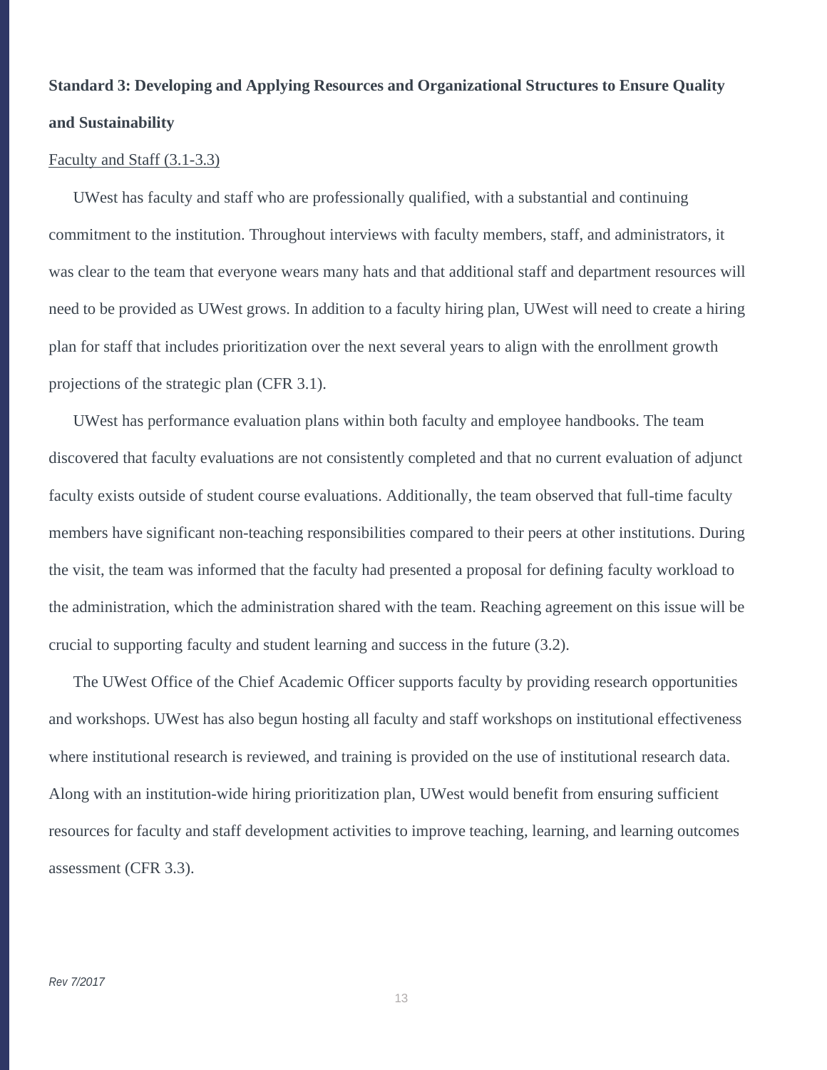**Standard 3: Developing and Applying Resources and Organizational Structures to Ensure Quality and Sustainability**

Faculty and Staff (3.1-3.3)

UWest has faculty and staff who are professionally qualified, with a substantial and continuing commitment to the institution. Throughout interviews with faculty members, staff, and administrators, it was clear to the team that everyone wears many hats and that additional staff and department resources will need to be provided as UWest grows. In addition to a faculty hiring plan, UWest will need to create a hiring plan for staff that includes prioritization over the next several years to align with the enrollment growth projections of the strategic plan (CFR 3.1).

UWest has performance evaluation plans within both faculty and employee handbooks. The team discovered that faculty evaluations are not consistently completed and that no current evaluation of adjunct faculty exists outside of student course evaluations. Additionally, the team observed that full-time faculty members have significant non-teaching responsibilities compared to their peers at other institutions. During the visit, the team was informed that the faculty had presented a proposal for defining faculty workload to the administration, which the administration shared with the team. Reaching agreement on this issue will be crucial to supporting faculty and student learning and success in the future (3.2).

The UWest Office of the Chief Academic Officer supports faculty by providing research opportunities and workshops. UWest has also begun hosting all faculty and staff workshops on institutional effectiveness where institutional research is reviewed, and training is provided on the use of institutional research data. Along with an institution-wide hiring prioritization plan, UWest would benefit from ensuring sufficient resources for faculty and staff development activities to improve teaching, learning, and learning outcomes assessment (CFR 3.3).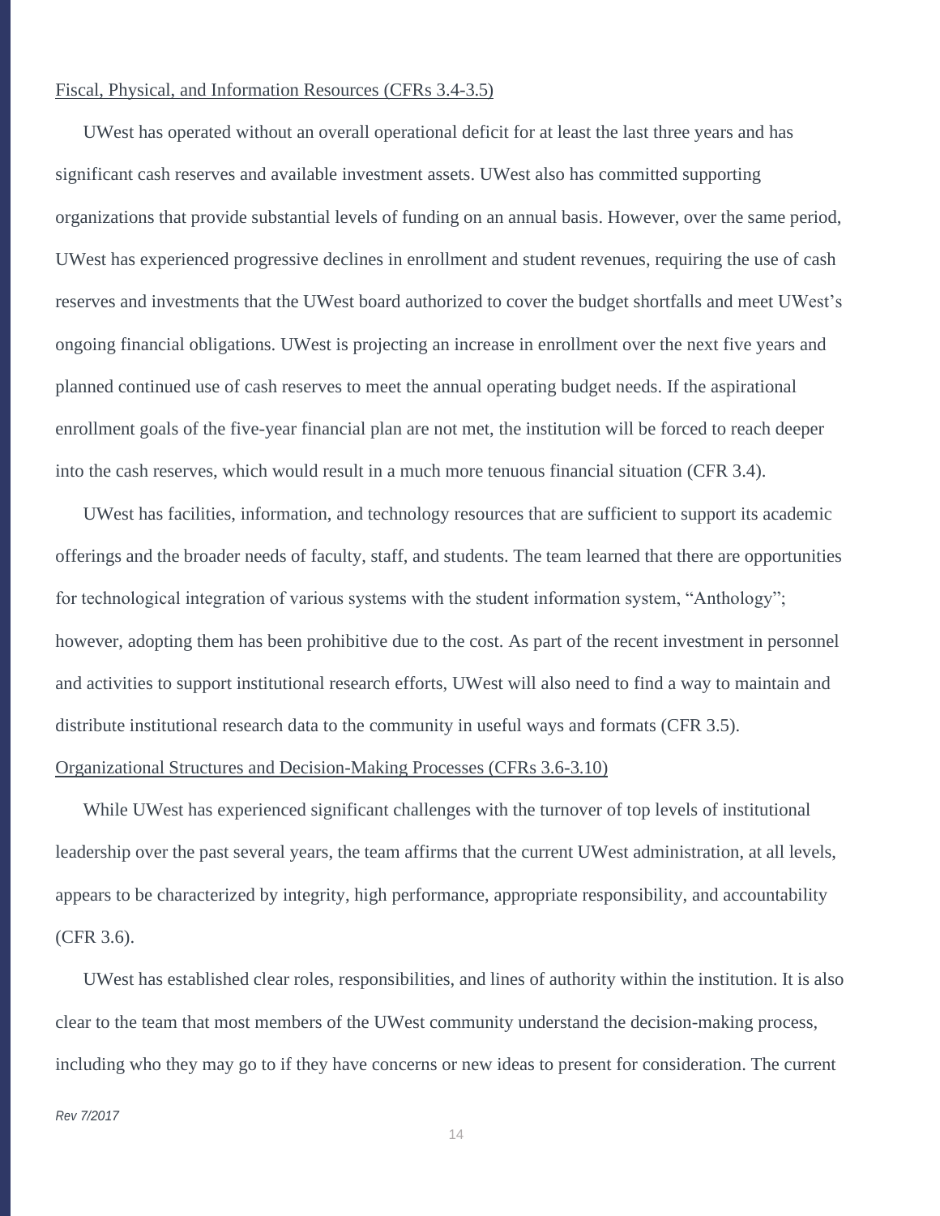<u>Fiscal, Physical, and Information Resources (CFRs 3.4-3.5)</u>

UWest has operated without an overall operational deficit for at least the last three years and has significant cash reserves and available investment assets. UWest also has committed supporting organizations that provide substantial levels of funding on an annual basis. However, over the same period, UWest has experienced progressive declines in enrollment and student revenues, requiring the use of cash reserves and investments that the UWest board authorized to cover the budget shortfalls and meet UWest's ongoing financial obligations. UWest is projecting an increase in enrollment over the next five years and planned continued use of cash reserves to meet the annual operating budget needs. If the aspirational enrollment goals of the five-year financial plan are not met, the institution will be forced to reach deeper into the cash reserves, which would result in a much more tenuous financial situation (CFR 3.4).

UWest has facilities, information, and technology resources that are sufficient to support its academic offerings and the broader needs of faculty, staff, and students. The team learned that there are opportunities for technological integration of various systems with the student information system, "Anthology"; however, adopting them has been prohibitive due to the cost. As part of the recent investment in personnel and activities to support institutional research efforts, UWest will also need to find a way to maintain and distribute institutional research data to the community in useful ways and formats (CFR 3.5).

<u>Organizational Structures and Decision-Making Processes (CFRs 3.6-3.10)</u>

While UWest has experienced significant challenges with the turnover of top levels of institutional leadership over the past several years, the team affirms that the current UWest administration, at all levels, appears to be characterized by integrity, high performance, appropriate responsibility, and accountability (CFR 3.6).

UWest has established clear roles, responsibilities, and lines of authority within the institution. It is also clear to the team that most members of the UWest community understand the decision-making process, including who they may go to if they have concerns or new ideas to present for consideration. The current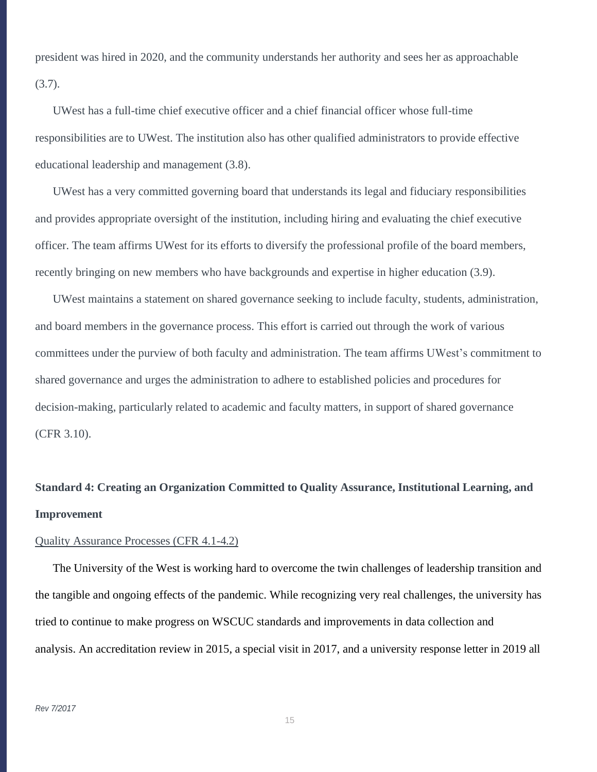president was hired in 2020, and the community understands her authority and sees her as approachable (3.7).

UWest has a full-time chief executive officer and a chief financial officer whose full-time responsibilities are to UWest. The institution also has other qualified administrators to provide effective educational leadership and management (3.8).

UWest has a very committed governing board that understands its legal and fiduciary responsibilities and provides appropriate oversight of the institution, including hiring and evaluating the chief executive officer. The team affirms UWest for its efforts to diversify the professional profile of the board members, recently bringing on new members who have backgrounds and expertise in higher education (3.9).

UWest maintains a statement on shared governance seeking to include faculty, students, administration, and board members in the governance process. This effort is carried out through the work of various committees under the purview of both faculty and administration. The team affirms UWest's commitment to shared governance and urges the administration to adhere to established policies and procedures for decision-making, particularly related to academic and faculty matters, in support of shared governance (CFR 3.10).

**Standard 4: Creating an Organization Committed to Quality Assurance, Institutional Learning, and Improvement**

Quality Assurance Processes (CFR 4.1-4.2)

The University of the West is working hard to overcome the twin challenges of leadership transition and the tangible and ongoing effects of the pandemic. While recognizing very real challenges, the university has tried to continue to make progress on WSCUC standards and improvements in data collection and analysis. An accreditation review in 2015, a special visit in 2017, and a university response letter in 2019 all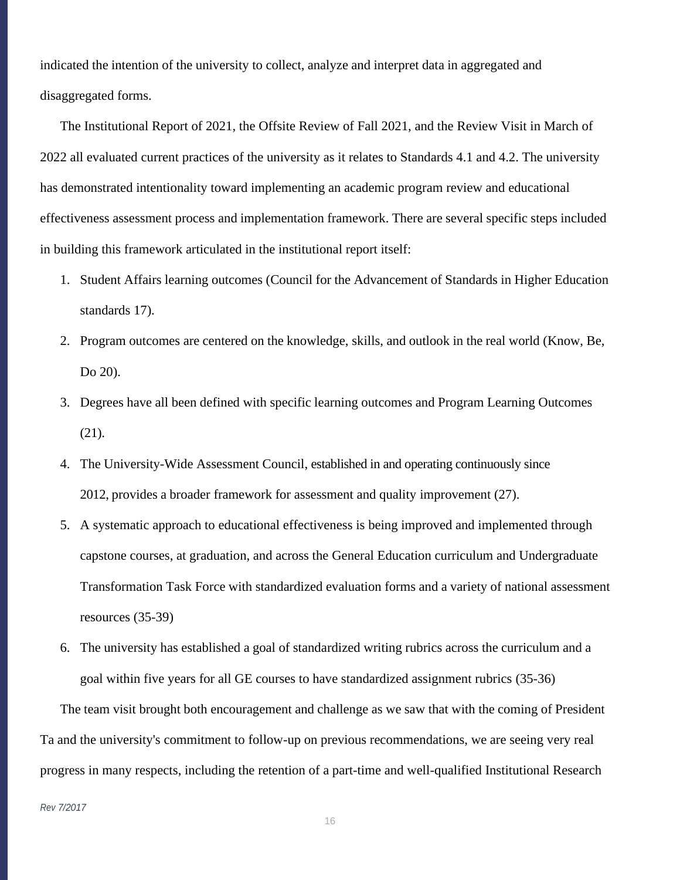indicated the intention of the university to collect, analyze and interpret data in aggregated and disaggregated forms.

The Institutional Report of 2021, the Offsite Review of Fall 2021, and the Review Visit in March of 2022 all evaluated current practices of the university as it relates to Standards 4.1 and 4.2. The university has demonstrated intentionality toward implementing an academic program review and educational effectiveness assessment process and implementation framework. There are several specific steps included in building this framework articulated in the institutional report itself:

1. Student Affairs learning outcomes (Council for the Advancement of Standards in Higher Education standards 17).
2. Program outcomes are centered on the knowledge, skills, and outlook in the real world (Know, Be, Do 20).
3. Degrees have all been defined with specific learning outcomes and Program Learning Outcomes (21).
4. The University-Wide Assessment Council, established in and operating continuously since 2012, provides a broader framework for assessment and quality improvement (27).
5. A systematic approach to educational effectiveness is being improved and implemented through capstone courses, at graduation, and across the General Education curriculum and Undergraduate Transformation Task Force with standardized evaluation forms and a variety of national assessment resources (35-39)
6. The university has established a goal of standardized writing rubrics across the curriculum and a goal within five years for all GE courses to have standardized assignment rubrics (35-36)

The team visit brought both encouragement and challenge as we saw that with the coming of President Ta and the university's commitment to follow-up on previous recommendations, we are seeing very real progress in many respects, including the retention of a part-time and well-qualified Institutional Research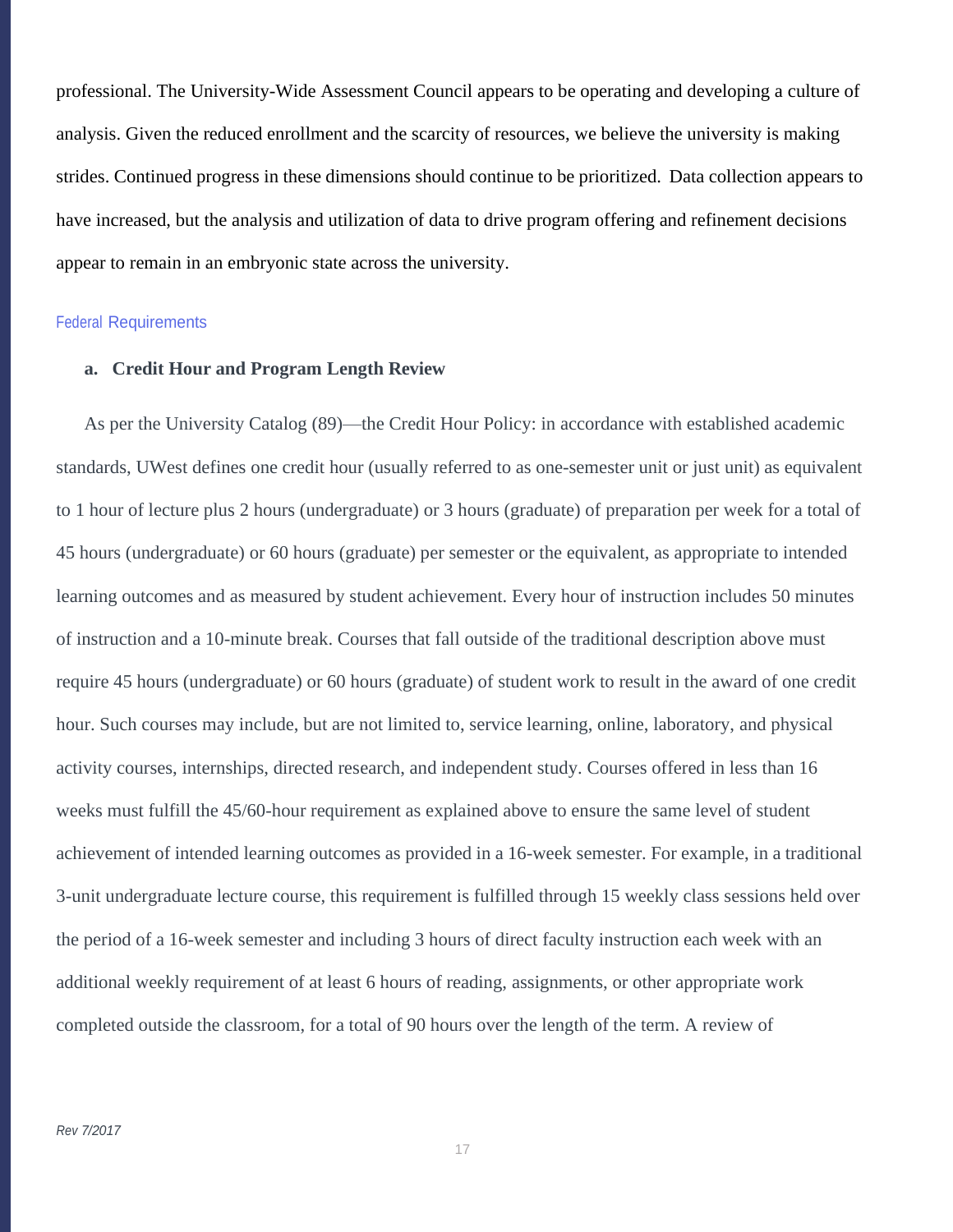professional. The University-Wide Assessment Council appears to be operating and developing a culture of analysis. Given the reduced enrollment and the scarcity of resources, we believe the university is making strides. Continued progress in these dimensions should continue to be prioritized. Data collection appears to have increased, but the analysis and utilization of data to drive program offering and refinement decisions appear to remain in an embryonic state across the university.

## Federal Requirements

### a. Credit Hour and Program Length Review

As per the University Catalog (89)—the Credit Hour Policy: in accordance with established academic standards, UWest defines one credit hour (usually referred to as one-semester unit or just unit) as equivalent to 1 hour of lecture plus 2 hours (undergraduate) or 3 hours (graduate) of preparation per week for a total of 45 hours (undergraduate) or 60 hours (graduate) per semester or the equivalent, as appropriate to intended learning outcomes and as measured by student achievement. Every hour of instruction includes 50 minutes of instruction and a 10-minute break. Courses that fall outside of the traditional description above must require 45 hours (undergraduate) or 60 hours (graduate) of student work to result in the award of one credit hour. Such courses may include, but are not limited to, service learning, online, laboratory, and physical activity courses, internships, directed research, and independent study. Courses offered in less than 16 weeks must fulfill the 45/60-hour requirement as explained above to ensure the same level of student achievement of intended learning outcomes as provided in a 16-week semester. For example, in a traditional 3-unit undergraduate lecture course, this requirement is fulfilled through 15 weekly class sessions held over the period of a 16-week semester and including 3 hours of direct faculty instruction each week with an additional weekly requirement of at least 6 hours of reading, assignments, or other appropriate work completed outside the classroom, for a total of 90 hours over the length of the term. A review of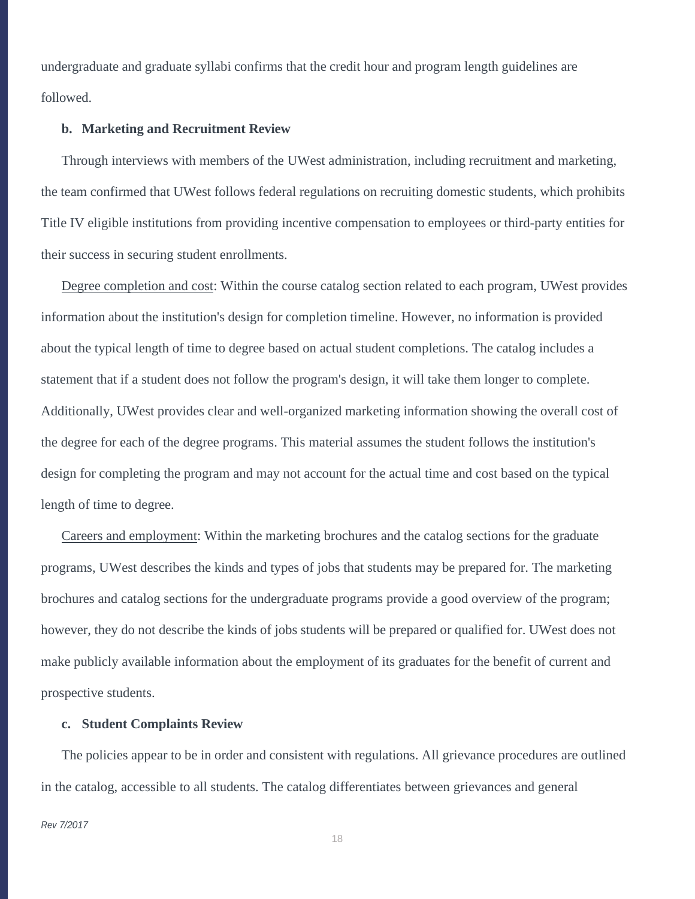undergraduate and graduate syllabi confirms that the credit hour and program length guidelines are followed.

**b. Marketing and Recruitment Review**

Through interviews with members of the UWest administration, including recruitment and marketing, the team confirmed that UWest follows federal regulations on recruiting domestic students, which prohibits Title IV eligible institutions from providing incentive compensation to employees or third-party entities for their success in securing student enrollments.

<u>Degree completion and cost</u>: Within the course catalog section related to each program, UWest provides information about the institution's design for completion timeline. However, no information is provided about the typical length of time to degree based on actual student completions. The catalog includes a statement that if a student does not follow the program's design, it will take them longer to complete. Additionally, UWest provides clear and well-organized marketing information showing the overall cost of the degree for each of the degree programs. This material assumes the student follows the institution's design for completing the program and may not account for the actual time and cost based on the typical length of time to degree.

<u>Careers and employment</u>: Within the marketing brochures and the catalog sections for the graduate programs, UWest describes the kinds and types of jobs that students may be prepared for. The marketing brochures and catalog sections for the undergraduate programs provide a good overview of the program; however, they do not describe the kinds of jobs students will be prepared or qualified for. UWest does not make publicly available information about the employment of its graduates for the benefit of current and prospective students.

**c. Student Complaints Review**

The policies appear to be in order and consistent with regulations. All grievance procedures are outlined in the catalog, accessible to all students. The catalog differentiates between grievances and general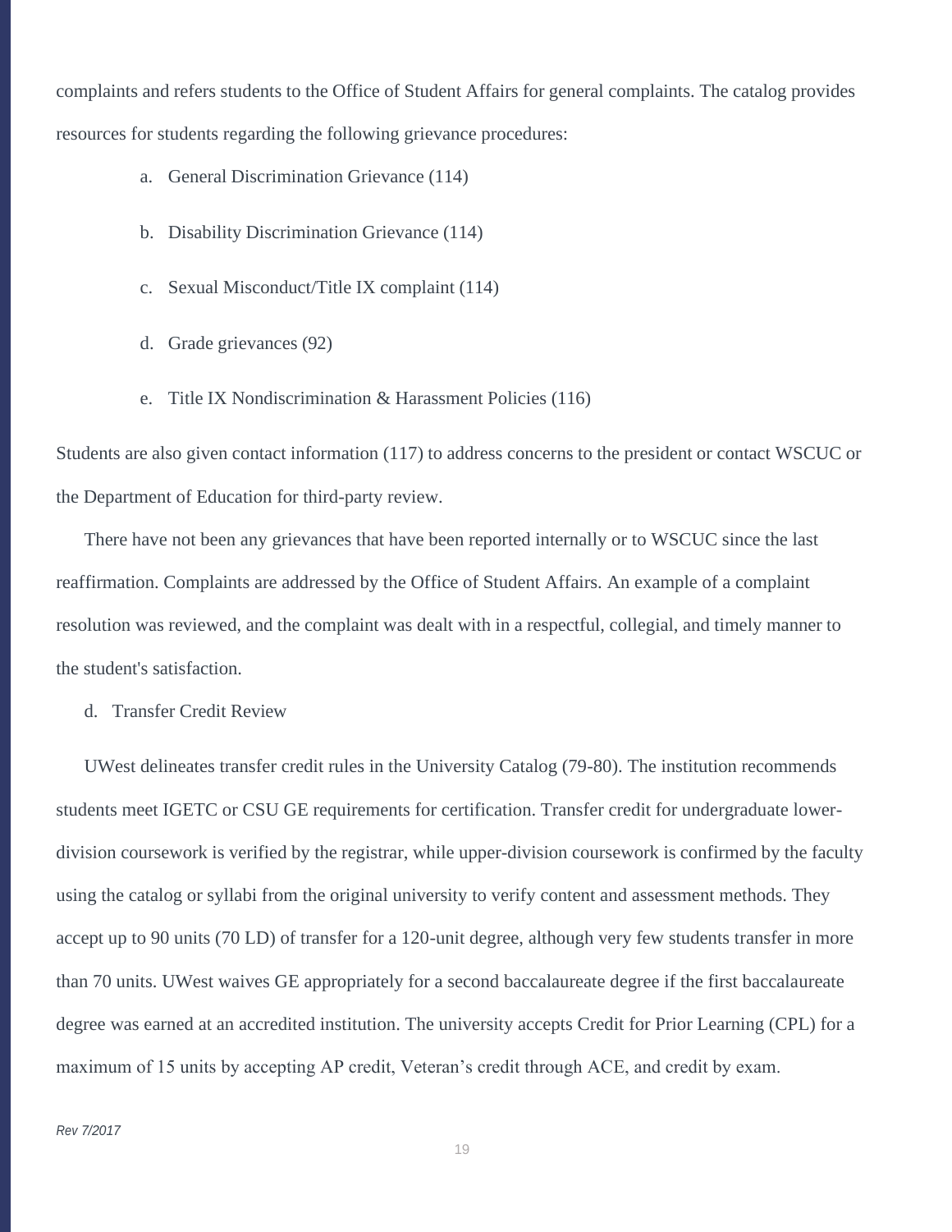complaints and refers students to the Office of Student Affairs for general complaints. The catalog provides resources for students regarding the following grievance procedures:

a. General Discrimination Grievance (114)

b. Disability Discrimination Grievance (114)

c. Sexual Misconduct/Title IX complaint (114)

d. Grade grievances (92)

e. Title IX Nondiscrimination & Harassment Policies (116)

Students are also given contact information (117) to address concerns to the president or contact WSCUC or the Department of Education for third-party review.

There have not been any grievances that have been reported internally or to WSCUC since the last reaffirmation. Complaints are addressed by the Office of Student Affairs. An example of a complaint resolution was reviewed, and the complaint was dealt with in a respectful, collegial, and timely manner to the student's satisfaction.

d. Transfer Credit Review

UWest delineates transfer credit rules in the University Catalog (79-80). The institution recommends students meet IGETC or CSU GE requirements for certification. Transfer credit for undergraduate lower-division coursework is verified by the registrar, while upper-division coursework is confirmed by the faculty using the catalog or syllabi from the original university to verify content and assessment methods. They accept up to 90 units (70 LD) of transfer for a 120-unit degree, although very few students transfer in more than 70 units. UWest waives GE appropriately for a second baccalaureate degree if the first baccalaureate degree was earned at an accredited institution. The university accepts Credit for Prior Learning (CPL) for a maximum of 15 units by accepting AP credit, Veteran's credit through ACE, and credit by exam.

*Rev 7/2017*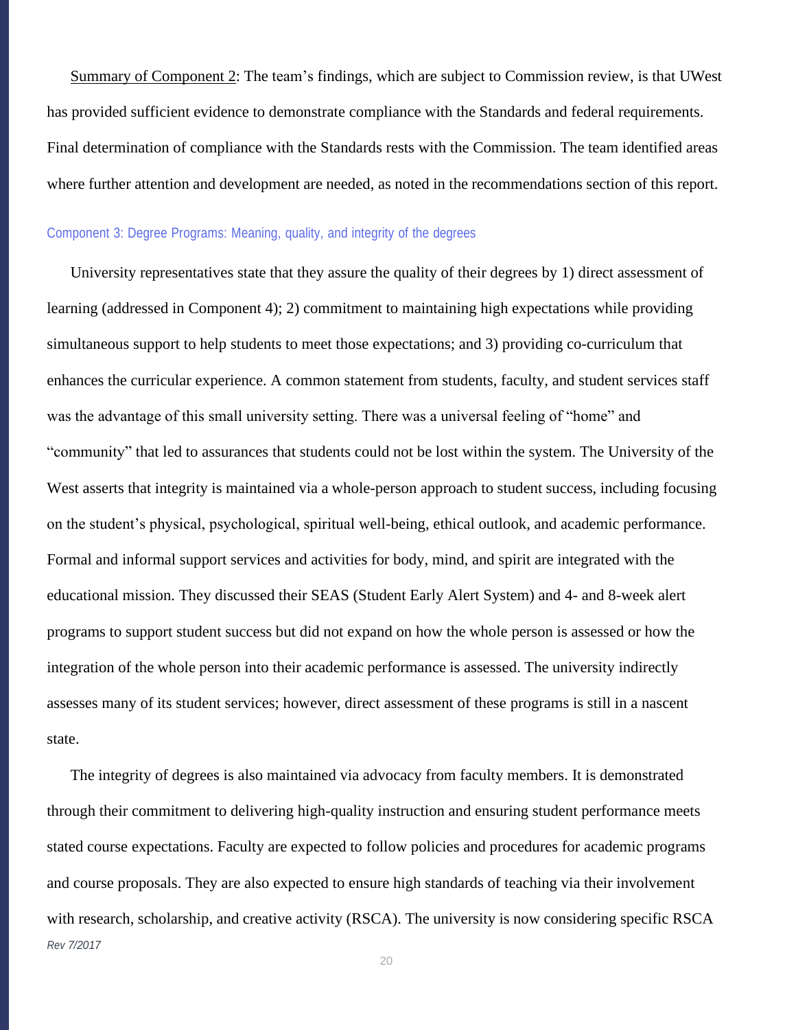Summary of Component 2: The team's findings, which are subject to Commission review, is that UWest has provided sufficient evidence to demonstrate compliance with the Standards and federal requirements. Final determination of compliance with the Standards rests with the Commission. The team identified areas where further attention and development are needed, as noted in the recommendations section of this report.

### Component 3: Degree Programs: Meaning, quality, and integrity of the degrees

University representatives state that they assure the quality of their degrees by 1) direct assessment of learning (addressed in Component 4); 2) commitment to maintaining high expectations while providing simultaneous support to help students to meet those expectations; and 3) providing co-curriculum that enhances the curricular experience. A common statement from students, faculty, and student services staff was the advantage of this small university setting. There was a universal feeling of "home" and "community" that led to assurances that students could not be lost within the system. The University of the West asserts that integrity is maintained via a whole-person approach to student success, including focusing on the student's physical, psychological, spiritual well-being, ethical outlook, and academic performance. Formal and informal support services and activities for body, mind, and spirit are integrated with the educational mission. They discussed their SEAS (Student Early Alert System) and 4- and 8-week alert programs to support student success but did not expand on how the whole person is assessed or how the integration of the whole person into their academic performance is assessed. The university indirectly assesses many of its student services; however, direct assessment of these programs is still in a nascent state.

The integrity of degrees is also maintained via advocacy from faculty members. It is demonstrated through their commitment to delivering high-quality instruction and ensuring student performance meets stated course expectations. Faculty are expected to follow policies and procedures for academic programs and course proposals. They are also expected to ensure high standards of teaching via their involvement with research, scholarship, and creative activity (RSCA). The university is now considering specific RSCA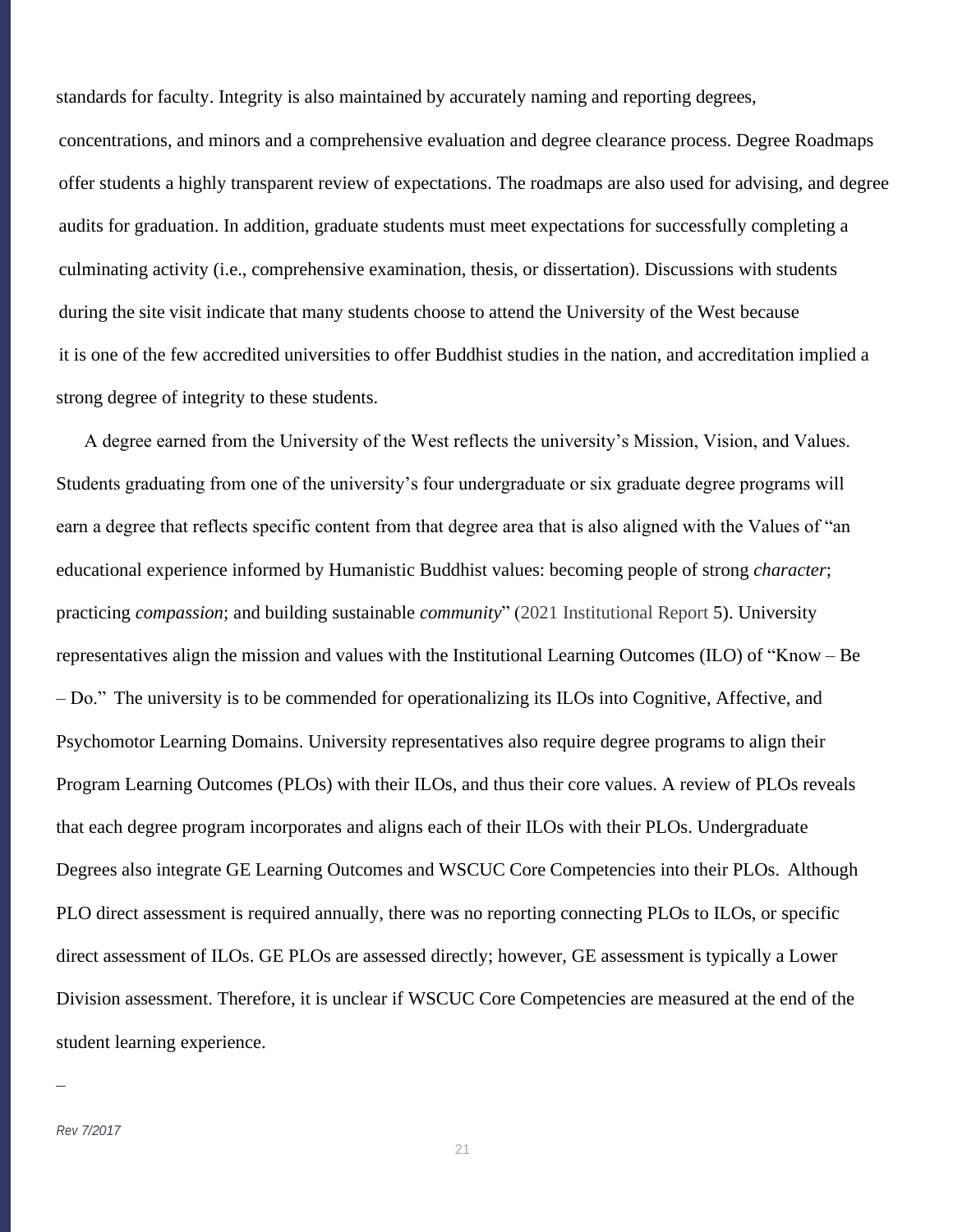standards for faculty. Integrity is also maintained by accurately naming and reporting degrees, concentrations, and minors and a comprehensive evaluation and degree clearance process. Degree Roadmaps offer students a highly transparent review of expectations. The roadmaps are also used for advising, and degree audits for graduation. In addition, graduate students must meet expectations for successfully completing a culminating activity (i.e., comprehensive examination, thesis, or dissertation). Discussions with students during the site visit indicate that many students choose to attend the University of the West because it is one of the few accredited universities to offer Buddhist studies in the nation, and accreditation implied a strong degree of integrity to these students.

A degree earned from the University of the West reflects the university's Mission, Vision, and Values. Students graduating from one of the university's four undergraduate or six graduate degree programs will earn a degree that reflects specific content from that degree area that is also aligned with the Values of "an educational experience informed by Humanistic Buddhist values: becoming people of strong *character*; practicing *compassion*; and building sustainable *community*" (2021 Institutional Report 5). University representatives align the mission and values with the Institutional Learning Outcomes (ILO) of "Know – Be – Do." The university is to be commended for operationalizing its ILOs into Cognitive, Affective, and Psychomotor Learning Domains. University representatives also require degree programs to align their Program Learning Outcomes (PLOs) with their ILOs, and thus their core values. A review of PLOs reveals that each degree program incorporates and aligns each of their ILOs with their PLOs. Undergraduate Degrees also integrate GE Learning Outcomes and WSCUC Core Competencies into their PLOs. Although PLO direct assessment is required annually, there was no reporting connecting PLOs to ILOs, or specific direct assessment of ILOs. GE PLOs are assessed directly; however, GE assessment is typically a Lower Division assessment. Therefore, it is unclear if WSCUC Core Competencies are measured at the end of the student learning experience.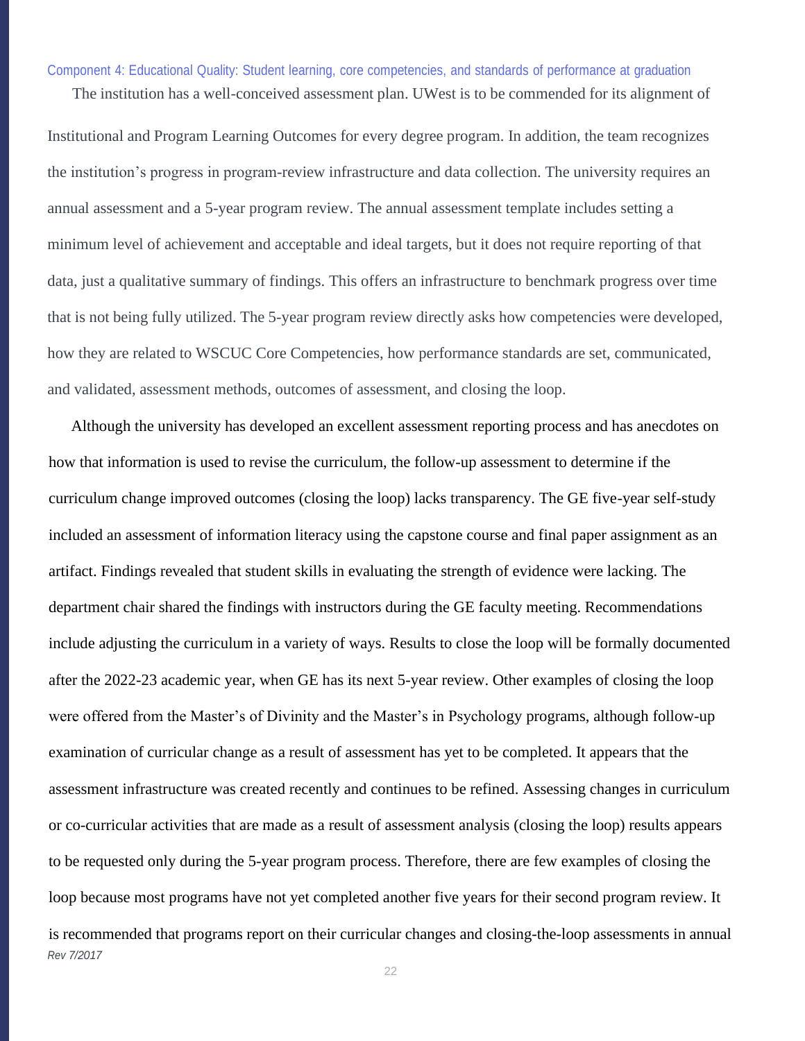### Component 4: Educational Quality: Student learning, core competencies, and standards of performance at graduation

The institution has a well-conceived assessment plan. UWest is to be commended for its alignment of Institutional and Program Learning Outcomes for every degree program. In addition, the team recognizes the institution's progress in program-review infrastructure and data collection. The university requires an annual assessment and a 5-year program review. The annual assessment template includes setting a minimum level of achievement and acceptable and ideal targets, but it does not require reporting of that data, just a qualitative summary of findings. This offers an infrastructure to benchmark progress over time that is not being fully utilized. The 5-year program review directly asks how competencies were developed, how they are related to WSCUC Core Competencies, how performance standards are set, communicated, and validated, assessment methods, outcomes of assessment, and closing the loop.

Although the university has developed an excellent assessment reporting process and has anecdotes on how that information is used to revise the curriculum, the follow-up assessment to determine if the curriculum change improved outcomes (closing the loop) lacks transparency. The GE five-year self-study included an assessment of information literacy using the capstone course and final paper assignment as an artifact. Findings revealed that student skills in evaluating the strength of evidence were lacking. The department chair shared the findings with instructors during the GE faculty meeting. Recommendations include adjusting the curriculum in a variety of ways. Results to close the loop will be formally documented after the 2022-23 academic year, when GE has its next 5-year review. Other examples of closing the loop were offered from the Master's of Divinity and the Master's in Psychology programs, although follow-up examination of curricular change as a result of assessment has yet to be completed. It appears that the assessment infrastructure was created recently and continues to be refined. Assessing changes in curriculum or co-curricular activities that are made as a result of assessment analysis (closing the loop) results appears to be requested only during the 5-year program process. Therefore, there are few examples of closing the loop because most programs have not yet completed another five years for their second program review. It is recommended that programs report on their curricular changes and closing-the-loop assessments in annual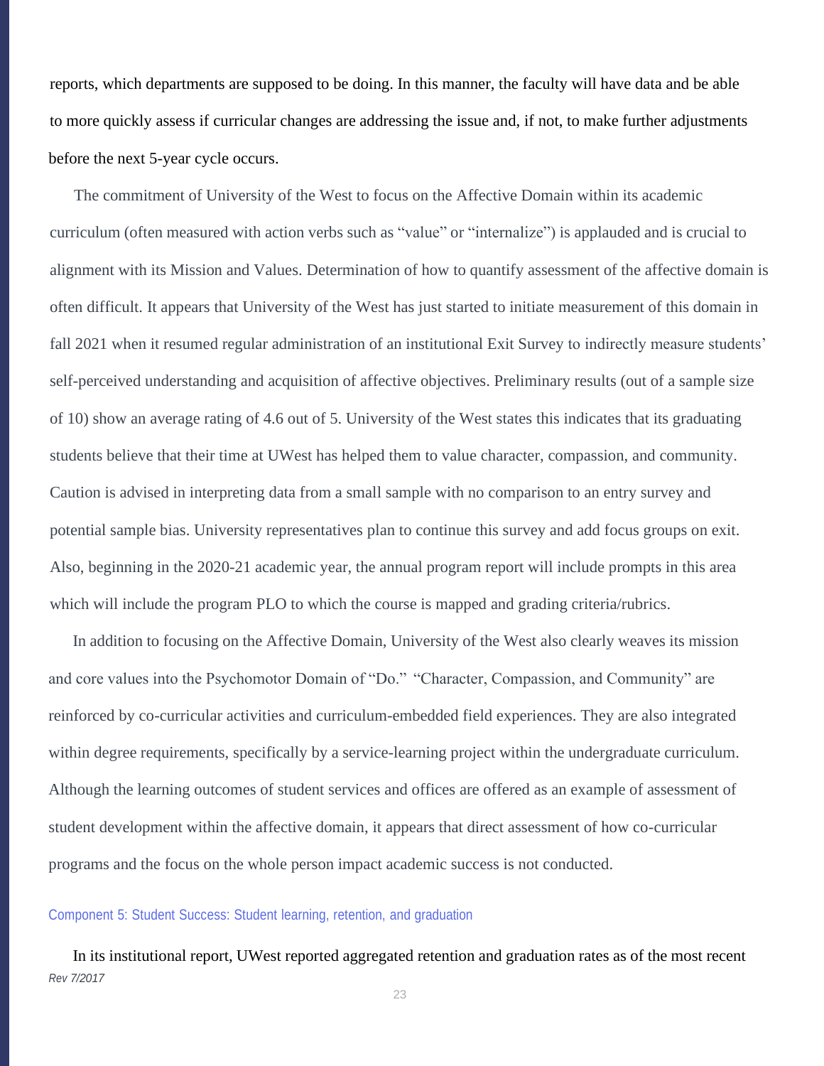reports, which departments are supposed to be doing. In this manner, the faculty will have data and be able to more quickly assess if curricular changes are addressing the issue and, if not, to make further adjustments before the next 5-year cycle occurs.

The commitment of University of the West to focus on the Affective Domain within its academic curriculum (often measured with action verbs such as "value" or "internalize") is applauded and is crucial to alignment with its Mission and Values. Determination of how to quantify assessment of the affective domain is often difficult. It appears that University of the West has just started to initiate measurement of this domain in fall 2021 when it resumed regular administration of an institutional Exit Survey to indirectly measure students' self-perceived understanding and acquisition of affective objectives. Preliminary results (out of a sample size of 10) show an average rating of 4.6 out of 5. University of the West states this indicates that its graduating students believe that their time at UWest has helped them to value character, compassion, and community. Caution is advised in interpreting data from a small sample with no comparison to an entry survey and potential sample bias. University representatives plan to continue this survey and add focus groups on exit. Also, beginning in the 2020-21 academic year, the annual program report will include prompts in this area which will include the program PLO to which the course is mapped and grading criteria/rubrics.

In addition to focusing on the Affective Domain, University of the West also clearly weaves its mission and core values into the Psychomotor Domain of "Do." "Character, Compassion, and Community" are reinforced by co-curricular activities and curriculum-embedded field experiences. They are also integrated within degree requirements, specifically by a service-learning project within the undergraduate curriculum. Although the learning outcomes of student services and offices are offered as an example of assessment of student development within the affective domain, it appears that direct assessment of how co-curricular programs and the focus on the whole person impact academic success is not conducted.

### Component 5: Student Success: Student learning, retention, and graduation

In its institutional report, UWest reported aggregated retention and graduation rates as of the most recent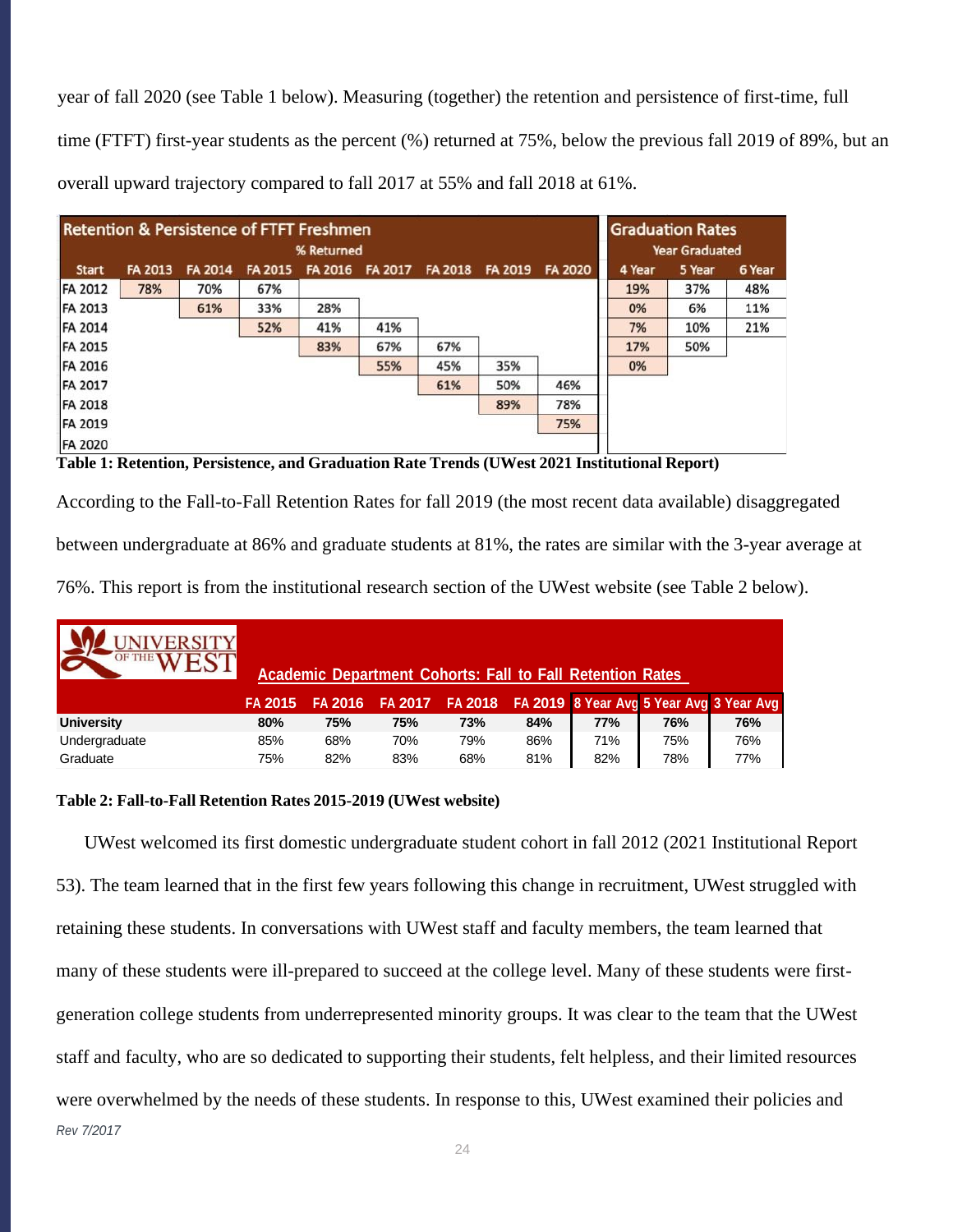year of fall 2020 (see Table 1 below). Measuring (together) the retention and persistence of first-time, full time (FTFT) first-year students as the percent (%) returned at 75%, below the previous fall 2019 of 89%, but an overall upward trajectory compared to fall 2017 at 55% and fall 2018 at 61%.

| Retention & Persistence of FTFT Freshmen | | | | | | | | | Graduation Rates | | |
|---|---|---|---|---|---|---|---|---|---|---|---|
| | % Returned | | | | | | | | Year Graduated | | |
| Start | FA 2013 | FA 2014 | FA 2015 | FA 2016 | FA 2017 | FA 2018 | FA 2019 | FA 2020 | 4 Year | 5 Year | 6 Year |
| FA 2012 | 78% | 70% | 67% | | | | | | 19% | 37% | 48% |
| FA 2013 | | 61% | 33% | 28% | | | | | 0% | 6% | 11% |
| FA 2014 | | | 52% | 41% | 41% | | | | 7% | 10% | 21% |
| FA 2015 | | | | 83% | 67% | 67% | | | 17% | 50% | |
| FA 2016 | | | | | 55% | 45% | 35% | | 0% | | |
| FA 2017 | | | | | | 61% | 50% | 46% | | | |
| FA 2018 | | | | | | | 89% | 78% | | | |
| FA 2019 | | | | | | | | 75% | | | |
| FA 2020 | | | | | | | | | | | |

**Table 1: Retention, Persistence, and Graduation Rate Trends (UWest 2021 Institutional Report)**

According to the Fall-to-Fall Retention Rates for fall 2019 (the most recent data available) disaggregated between undergraduate at 86% and graduate students at 81%, the rates are similar with the 3-year average at 76%. This report is from the institutional research section of the UWest website (see Table 2 below).

| UNIVERSITY OF THE WEST | Academic Department Cohorts: Fall to Fall Retention Rates | | | | | | | |
|---|---|---|---|---|---|---|---|---|
| | FA 2015 | FA 2016 | FA 2017 | FA 2018 | FA 2019 | 8 Year Avg | 5 Year Avg | 3 Year Avg |
| **University** | **80%** | **75%** | **75%** | **73%** | **84%** | **77%** | **76%** | **76%** |
| Undergraduate | 85% | 68% | 70% | 79% | 86% | 71% | 75% | 76% |
| Graduate | 75% | 82% | 83% | 68% | 81% | 82% | 78% | 77% |

**Table 2: Fall-to-Fall Retention Rates 2015-2019 (UWest website)**

UWest welcomed its first domestic undergraduate student cohort in fall 2012 (2021 Institutional Report 53). The team learned that in the first few years following this change in recruitment, UWest struggled with retaining these students. In conversations with UWest staff and faculty members, the team learned that many of these students were ill-prepared to succeed at the college level. Many of these students were first-generation college students from underrepresented minority groups. It was clear to the team that the UWest staff and faculty, who are so dedicated to supporting their students, felt helpless, and their limited resources were overwhelmed by the needs of these students. In response to this, UWest examined their policies and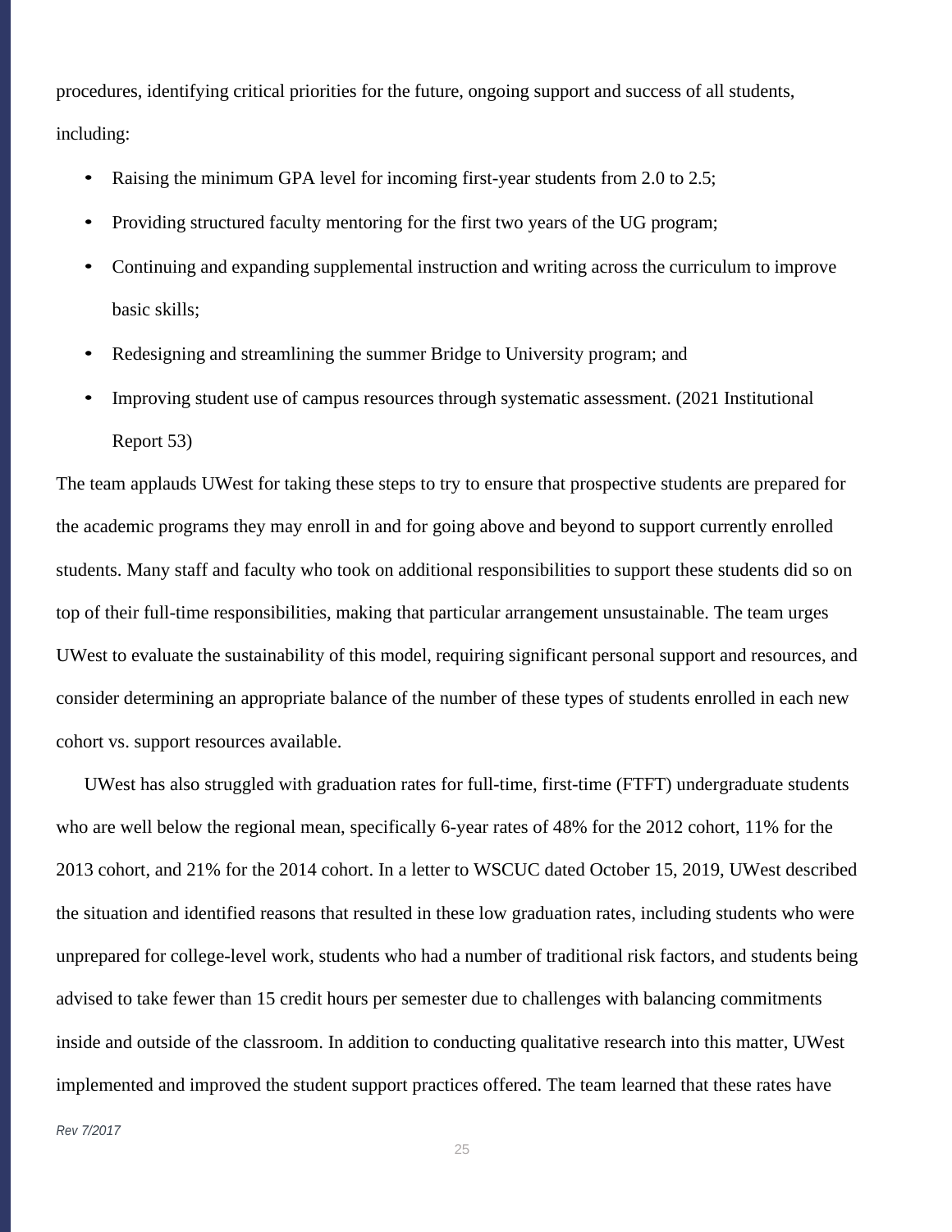procedures, identifying critical priorities for the future, ongoing support and success of all students, including:

- Raising the minimum GPA level for incoming first-year students from 2.0 to 2.5;
- Providing structured faculty mentoring for the first two years of the UG program;
- Continuing and expanding supplemental instruction and writing across the curriculum to improve basic skills;
- Redesigning and streamlining the summer Bridge to University program; and
- Improving student use of campus resources through systematic assessment. (2021 Institutional Report 53)

The team applauds UWest for taking these steps to try to ensure that prospective students are prepared for the academic programs they may enroll in and for going above and beyond to support currently enrolled students. Many staff and faculty who took on additional responsibilities to support these students did so on top of their full-time responsibilities, making that particular arrangement unsustainable. The team urges UWest to evaluate the sustainability of this model, requiring significant personal support and resources, and consider determining an appropriate balance of the number of these types of students enrolled in each new cohort vs. support resources available.

UWest has also struggled with graduation rates for full-time, first-time (FTFT) undergraduate students who are well below the regional mean, specifically 6-year rates of 48% for the 2012 cohort, 11% for the 2013 cohort, and 21% for the 2014 cohort. In a letter to WSCUC dated October 15, 2019, UWest described the situation and identified reasons that resulted in these low graduation rates, including students who were unprepared for college-level work, students who had a number of traditional risk factors, and students being advised to take fewer than 15 credit hours per semester due to challenges with balancing commitments inside and outside of the classroom. In addition to conducting qualitative research into this matter, UWest implemented and improved the student support practices offered. The team learned that these rates have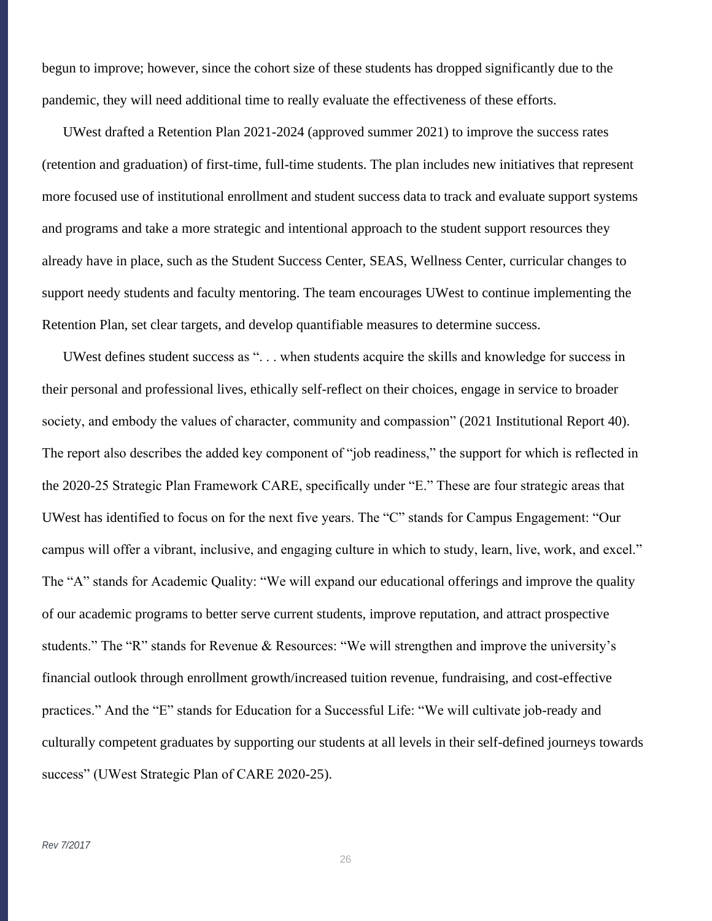begun to improve; however, since the cohort size of these students has dropped significantly due to the pandemic, they will need additional time to really evaluate the effectiveness of these efforts.

UWest drafted a Retention Plan 2021-2024 (approved summer 2021) to improve the success rates (retention and graduation) of first-time, full-time students. The plan includes new initiatives that represent more focused use of institutional enrollment and student success data to track and evaluate support systems and programs and take a more strategic and intentional approach to the student support resources they already have in place, such as the Student Success Center, SEAS, Wellness Center, curricular changes to support needy students and faculty mentoring. The team encourages UWest to continue implementing the Retention Plan, set clear targets, and develop quantifiable measures to determine success.

UWest defines student success as ". . . when students acquire the skills and knowledge for success in their personal and professional lives, ethically self-reflect on their choices, engage in service to broader society, and embody the values of character, community and compassion" (2021 Institutional Report 40). The report also describes the added key component of "job readiness," the support for which is reflected in the 2020-25 Strategic Plan Framework CARE, specifically under "E." These are four strategic areas that UWest has identified to focus on for the next five years. The "C" stands for Campus Engagement: "Our campus will offer a vibrant, inclusive, and engaging culture in which to study, learn, live, work, and excel." The "A" stands for Academic Quality: "We will expand our educational offerings and improve the quality of our academic programs to better serve current students, improve reputation, and attract prospective students." The "R" stands for Revenue & Resources: "We will strengthen and improve the university's financial outlook through enrollment growth/increased tuition revenue, fundraising, and cost-effective practices." And the "E" stands for Education for a Successful Life: "We will cultivate job-ready and culturally competent graduates by supporting our students at all levels in their self-defined journeys towards success" (UWest Strategic Plan of CARE 2020-25).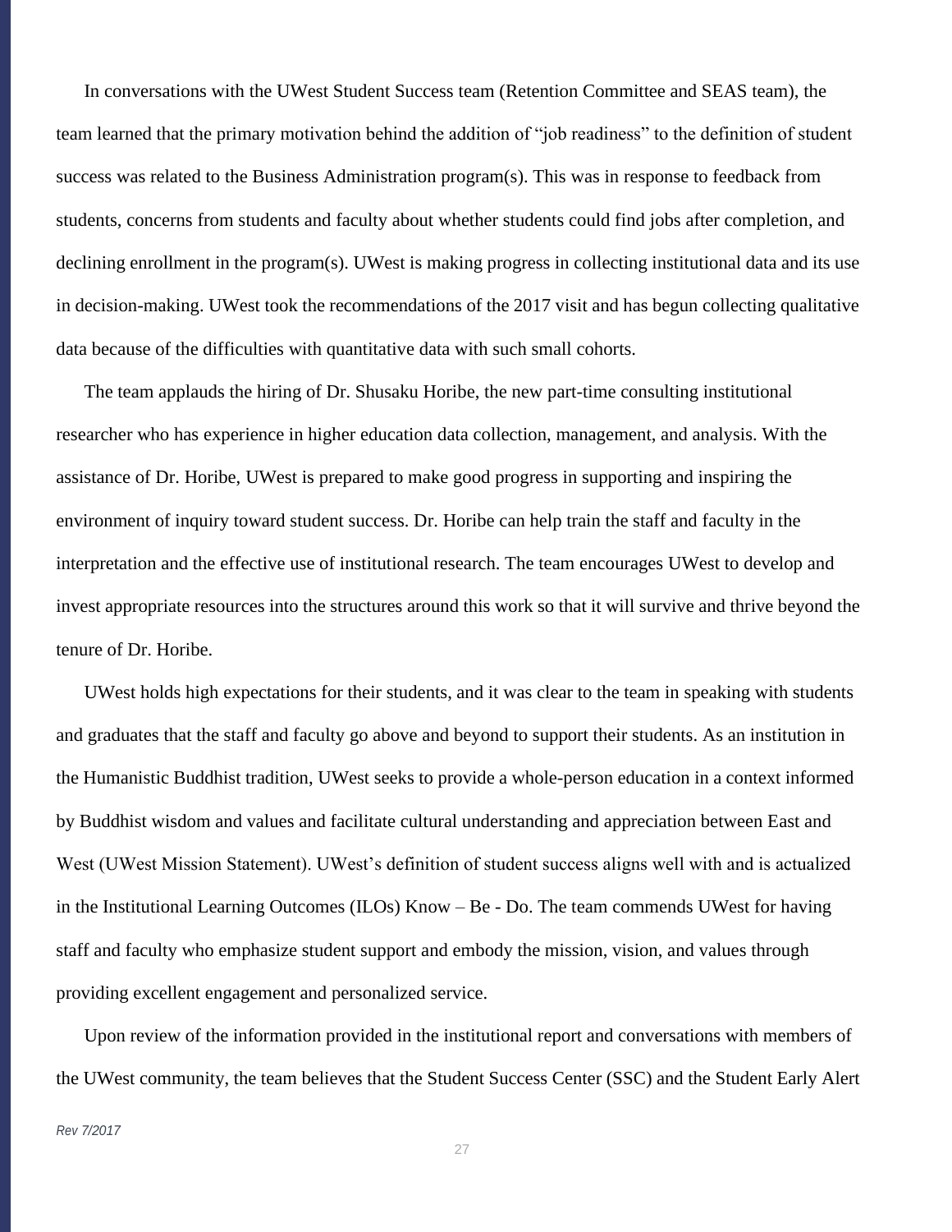In conversations with the UWest Student Success team (Retention Committee and SEAS team), the team learned that the primary motivation behind the addition of "job readiness" to the definition of student success was related to the Business Administration program(s). This was in response to feedback from students, concerns from students and faculty about whether students could find jobs after completion, and declining enrollment in the program(s). UWest is making progress in collecting institutional data and its use in decision-making. UWest took the recommendations of the 2017 visit and has begun collecting qualitative data because of the difficulties with quantitative data with such small cohorts.

The team applauds the hiring of Dr. Shusaku Horibe, the new part-time consulting institutional researcher who has experience in higher education data collection, management, and analysis. With the assistance of Dr. Horibe, UWest is prepared to make good progress in supporting and inspiring the environment of inquiry toward student success. Dr. Horibe can help train the staff and faculty in the interpretation and the effective use of institutional research. The team encourages UWest to develop and invest appropriate resources into the structures around this work so that it will survive and thrive beyond the tenure of Dr. Horibe.

UWest holds high expectations for their students, and it was clear to the team in speaking with students and graduates that the staff and faculty go above and beyond to support their students. As an institution in the Humanistic Buddhist tradition, UWest seeks to provide a whole-person education in a context informed by Buddhist wisdom and values and facilitate cultural understanding and appreciation between East and West (UWest Mission Statement). UWest's definition of student success aligns well with and is actualized in the Institutional Learning Outcomes (ILOs) Know – Be - Do. The team commends UWest for having staff and faculty who emphasize student support and embody the mission, vision, and values through providing excellent engagement and personalized service.

Upon review of the information provided in the institutional report and conversations with members of the UWest community, the team believes that the Student Success Center (SSC) and the Student Early Alert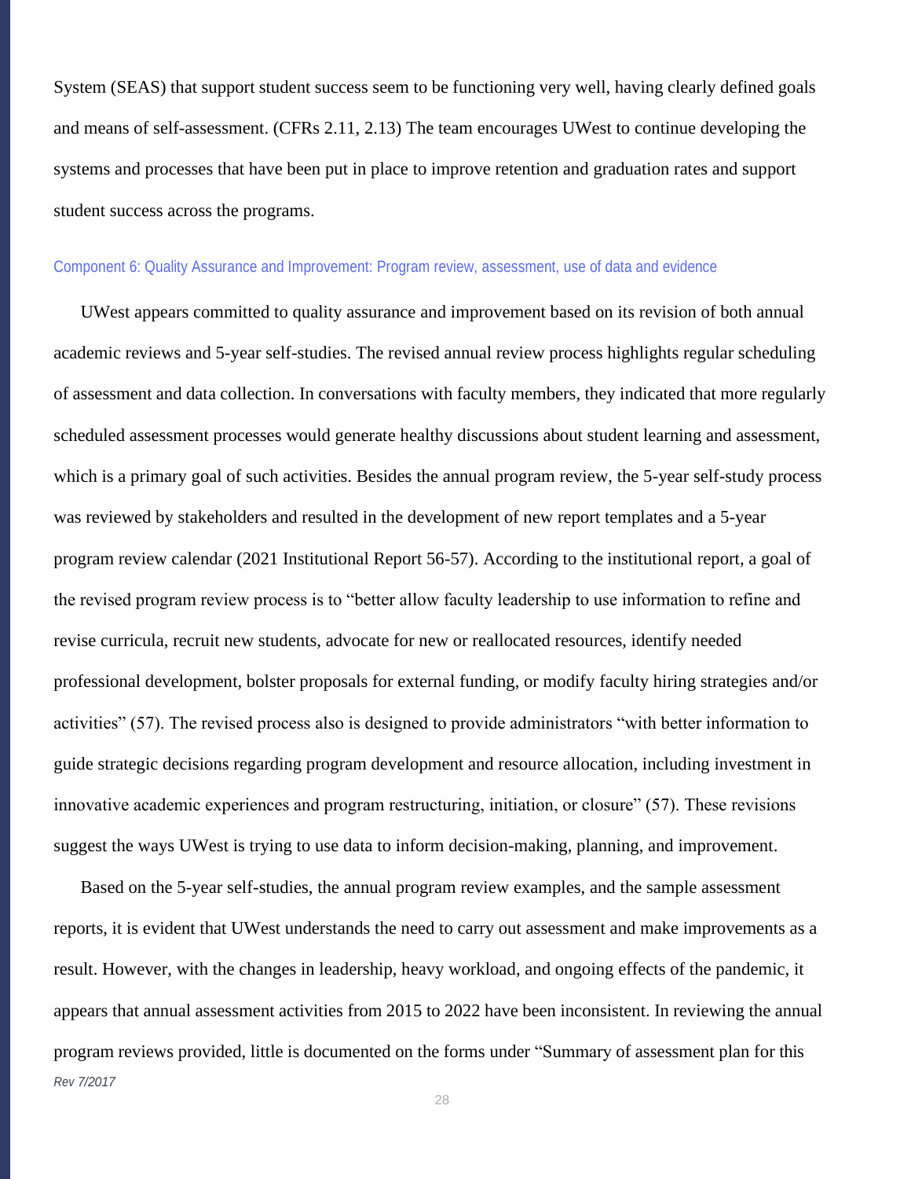System (SEAS) that support student success seem to be functioning very well, having clearly defined goals and means of self-assessment. (CFRs 2.11, 2.13) The team encourages UWest to continue developing the systems and processes that have been put in place to improve retention and graduation rates and support student success across the programs.

### Component 6: Quality Assurance and Improvement: Program review, assessment, use of data and evidence

UWest appears committed to quality assurance and improvement based on its revision of both annual academic reviews and 5-year self-studies. The revised annual review process highlights regular scheduling of assessment and data collection. In conversations with faculty members, they indicated that more regularly scheduled assessment processes would generate healthy discussions about student learning and assessment, which is a primary goal of such activities. Besides the annual program review, the 5-year self-study process was reviewed by stakeholders and resulted in the development of new report templates and a 5-year program review calendar (2021 Institutional Report 56-57). According to the institutional report, a goal of the revised program review process is to "better allow faculty leadership to use information to refine and revise curricula, recruit new students, advocate for new or reallocated resources, identify needed professional development, bolster proposals for external funding, or modify faculty hiring strategies and/or activities" (57). The revised process also is designed to provide administrators "with better information to guide strategic decisions regarding program development and resource allocation, including investment in innovative academic experiences and program restructuring, initiation, or closure" (57). These revisions suggest the ways UWest is trying to use data to inform decision-making, planning, and improvement.

Based on the 5-year self-studies, the annual program review examples, and the sample assessment reports, it is evident that UWest understands the need to carry out assessment and make improvements as a result. However, with the changes in leadership, heavy workload, and ongoing effects of the pandemic, it appears that annual assessment activities from 2015 to 2022 have been inconsistent. In reviewing the annual program reviews provided, little is documented on the forms under "Summary of assessment plan for this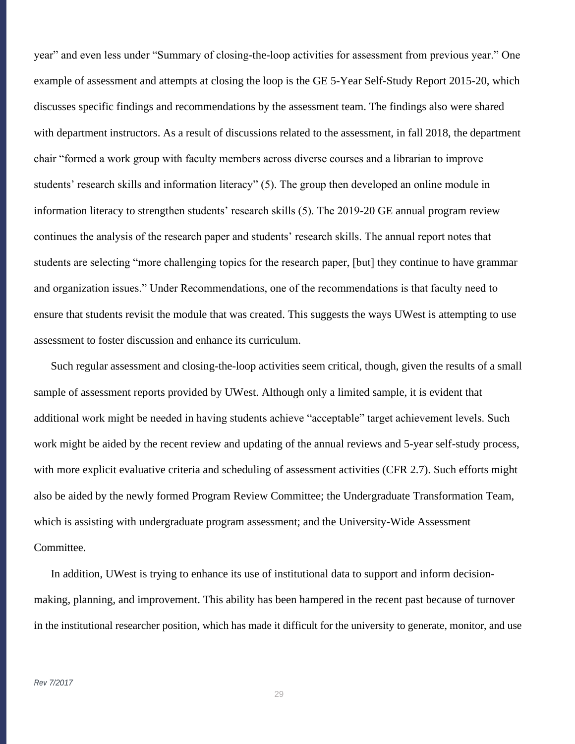year" and even less under "Summary of closing-the-loop activities for assessment from previous year." One example of assessment and attempts at closing the loop is the GE 5-Year Self-Study Report 2015-20, which discusses specific findings and recommendations by the assessment team. The findings also were shared with department instructors. As a result of discussions related to the assessment, in fall 2018, the department chair "formed a work group with faculty members across diverse courses and a librarian to improve students' research skills and information literacy" (5). The group then developed an online module in information literacy to strengthen students' research skills (5). The 2019-20 GE annual program review continues the analysis of the research paper and students' research skills. The annual report notes that students are selecting "more challenging topics for the research paper, [but] they continue to have grammar and organization issues." Under Recommendations, one of the recommendations is that faculty need to ensure that students revisit the module that was created. This suggests the ways UWest is attempting to use assessment to foster discussion and enhance its curriculum.

Such regular assessment and closing-the-loop activities seem critical, though, given the results of a small sample of assessment reports provided by UWest. Although only a limited sample, it is evident that additional work might be needed in having students achieve "acceptable" target achievement levels. Such work might be aided by the recent review and updating of the annual reviews and 5-year self-study process, with more explicit evaluative criteria and scheduling of assessment activities (CFR 2.7). Such efforts might also be aided by the newly formed Program Review Committee; the Undergraduate Transformation Team, which is assisting with undergraduate program assessment; and the University-Wide Assessment Committee.

In addition, UWest is trying to enhance its use of institutional data to support and inform decision-making, planning, and improvement. This ability has been hampered in the recent past because of turnover in the institutional researcher position, which has made it difficult for the university to generate, monitor, and use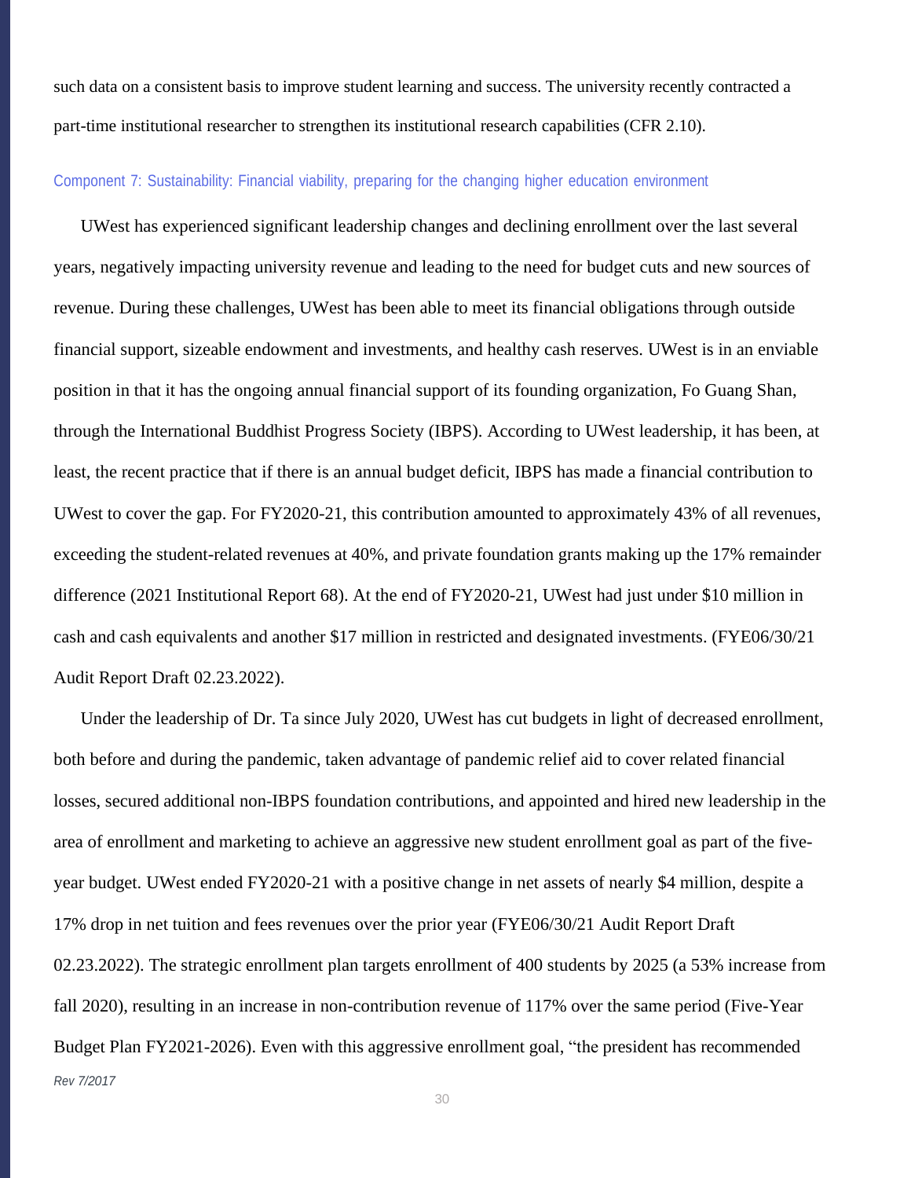such data on a consistent basis to improve student learning and success. The university recently contracted a part-time institutional researcher to strengthen its institutional research capabilities (CFR 2.10).

### Component 7: Sustainability: Financial viability, preparing for the changing higher education environment

UWest has experienced significant leadership changes and declining enrollment over the last several years, negatively impacting university revenue and leading to the need for budget cuts and new sources of revenue. During these challenges, UWest has been able to meet its financial obligations through outside financial support, sizeable endowment and investments, and healthy cash reserves. UWest is in an enviable position in that it has the ongoing annual financial support of its founding organization, Fo Guang Shan, through the International Buddhist Progress Society (IBPS). According to UWest leadership, it has been, at least, the recent practice that if there is an annual budget deficit, IBPS has made a financial contribution to UWest to cover the gap. For FY2020-21, this contribution amounted to approximately 43% of all revenues, exceeding the student-related revenues at 40%, and private foundation grants making up the 17% remainder difference (2021 Institutional Report 68). At the end of FY2020-21, UWest had just under $10 million in cash and cash equivalents and another $17 million in restricted and designated investments. (FYE06/30/21 Audit Report Draft 02.23.2022).

Under the leadership of Dr. Ta since July 2020, UWest has cut budgets in light of decreased enrollment, both before and during the pandemic, taken advantage of pandemic relief aid to cover related financial losses, secured additional non-IBPS foundation contributions, and appointed and hired new leadership in the area of enrollment and marketing to achieve an aggressive new student enrollment goal as part of the five-year budget. UWest ended FY2020-21 with a positive change in net assets of nearly $4 million, despite a 17% drop in net tuition and fees revenues over the prior year (FYE06/30/21 Audit Report Draft 02.23.2022). The strategic enrollment plan targets enrollment of 400 students by 2025 (a 53% increase from fall 2020), resulting in an increase in non-contribution revenue of 117% over the same period (Five-Year Budget Plan FY2021-2026). Even with this aggressive enrollment goal, "the president has recommended

*Rev 7/2017*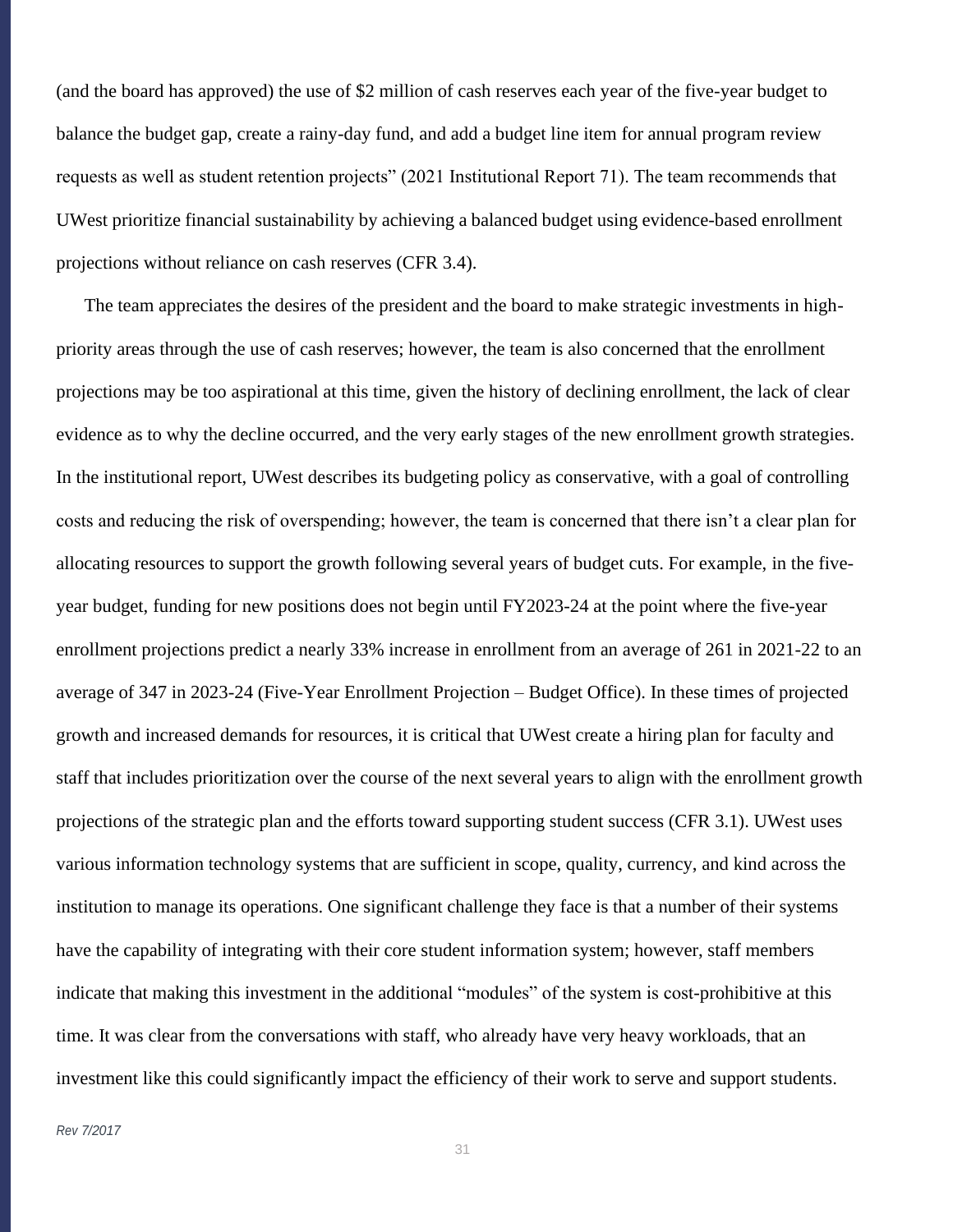(and the board has approved) the use of $2 million of cash reserves each year of the five-year budget to balance the budget gap, create a rainy-day fund, and add a budget line item for annual program review requests as well as student retention projects" (2021 Institutional Report 71). The team recommends that UWest prioritize financial sustainability by achieving a balanced budget using evidence-based enrollment projections without reliance on cash reserves (CFR 3.4).

The team appreciates the desires of the president and the board to make strategic investments in high-priority areas through the use of cash reserves; however, the team is also concerned that the enrollment projections may be too aspirational at this time, given the history of declining enrollment, the lack of clear evidence as to why the decline occurred, and the very early stages of the new enrollment growth strategies. In the institutional report, UWest describes its budgeting policy as conservative, with a goal of controlling costs and reducing the risk of overspending; however, the team is concerned that there isn't a clear plan for allocating resources to support the growth following several years of budget cuts. For example, in the five-year budget, funding for new positions does not begin until FY2023-24 at the point where the five-year enrollment projections predict a nearly 33% increase in enrollment from an average of 261 in 2021-22 to an average of 347 in 2023-24 (Five-Year Enrollment Projection – Budget Office). In these times of projected growth and increased demands for resources, it is critical that UWest create a hiring plan for faculty and staff that includes prioritization over the course of the next several years to align with the enrollment growth projections of the strategic plan and the efforts toward supporting student success (CFR 3.1). UWest uses various information technology systems that are sufficient in scope, quality, currency, and kind across the institution to manage its operations. One significant challenge they face is that a number of their systems have the capability of integrating with their core student information system; however, staff members indicate that making this investment in the additional "modules" of the system is cost-prohibitive at this time. It was clear from the conversations with staff, who already have very heavy workloads, that an investment like this could significantly impact the efficiency of their work to serve and support students.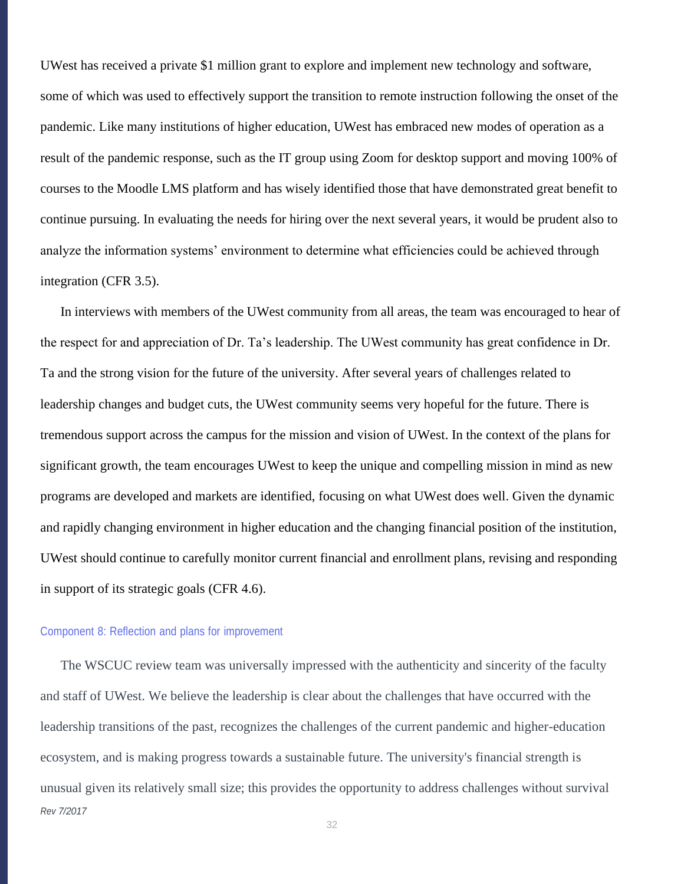UWest has received a private $1 million grant to explore and implement new technology and software, some of which was used to effectively support the transition to remote instruction following the onset of the pandemic. Like many institutions of higher education, UWest has embraced new modes of operation as a result of the pandemic response, such as the IT group using Zoom for desktop support and moving 100% of courses to the Moodle LMS platform and has wisely identified those that have demonstrated great benefit to continue pursuing. In evaluating the needs for hiring over the next several years, it would be prudent also to analyze the information systems' environment to determine what efficiencies could be achieved through integration (CFR 3.5).

In interviews with members of the UWest community from all areas, the team was encouraged to hear of the respect for and appreciation of Dr. Ta's leadership. The UWest community has great confidence in Dr. Ta and the strong vision for the future of the university. After several years of challenges related to leadership changes and budget cuts, the UWest community seems very hopeful for the future. There is tremendous support across the campus for the mission and vision of UWest. In the context of the plans for significant growth, the team encourages UWest to keep the unique and compelling mission in mind as new programs are developed and markets are identified, focusing on what UWest does well. Given the dynamic and rapidly changing environment in higher education and the changing financial position of the institution, UWest should continue to carefully monitor current financial and enrollment plans, revising and responding in support of its strategic goals (CFR 4.6).

### Component 8: Reflection and plans for improvement

The WSCUC review team was universally impressed with the authenticity and sincerity of the faculty and staff of UWest. We believe the leadership is clear about the challenges that have occurred with the leadership transitions of the past, recognizes the challenges of the current pandemic and higher-education ecosystem, and is making progress towards a sustainable future. The university's financial strength is unusual given its relatively small size; this provides the opportunity to address challenges without survival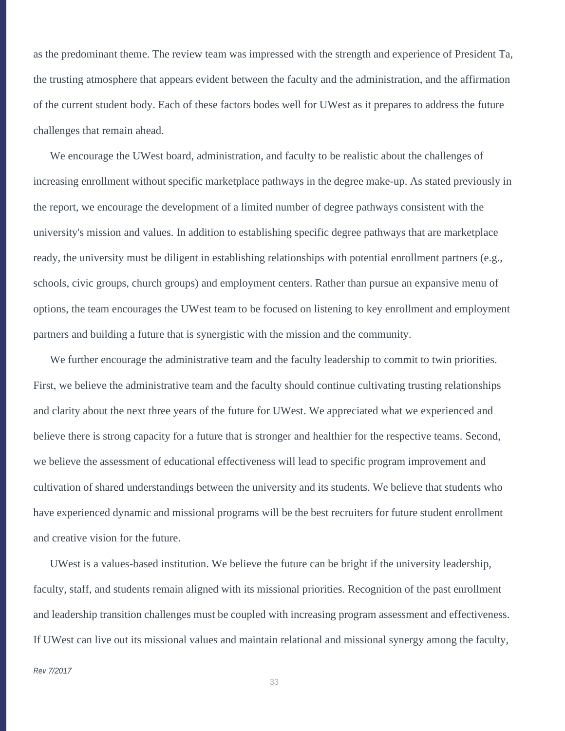as the predominant theme. The review team was impressed with the strength and experience of President Ta, the trusting atmosphere that appears evident between the faculty and the administration, and the affirmation of the current student body. Each of these factors bodes well for UWest as it prepares to address the future challenges that remain ahead.

We encourage the UWest board, administration, and faculty to be realistic about the challenges of increasing enrollment without specific marketplace pathways in the degree make-up. As stated previously in the report, we encourage the development of a limited number of degree pathways consistent with the university's mission and values. In addition to establishing specific degree pathways that are marketplace ready, the university must be diligent in establishing relationships with potential enrollment partners (e.g., schools, civic groups, church groups) and employment centers. Rather than pursue an expansive menu of options, the team encourages the UWest team to be focused on listening to key enrollment and employment partners and building a future that is synergistic with the mission and the community.

We further encourage the administrative team and the faculty leadership to commit to twin priorities. First, we believe the administrative team and the faculty should continue cultivating trusting relationships and clarity about the next three years of the future for UWest. We appreciated what we experienced and believe there is strong capacity for a future that is stronger and healthier for the respective teams. Second, we believe the assessment of educational effectiveness will lead to specific program improvement and cultivation of shared understandings between the university and its students. We believe that students who have experienced dynamic and missional programs will be the best recruiters for future student enrollment and creative vision for the future.

UWest is a values-based institution. We believe the future can be bright if the university leadership, faculty, staff, and students remain aligned with its missional priorities. Recognition of the past enrollment and leadership transition challenges must be coupled with increasing program assessment and effectiveness. If UWest can live out its missional values and maintain relational and missional synergy among the faculty,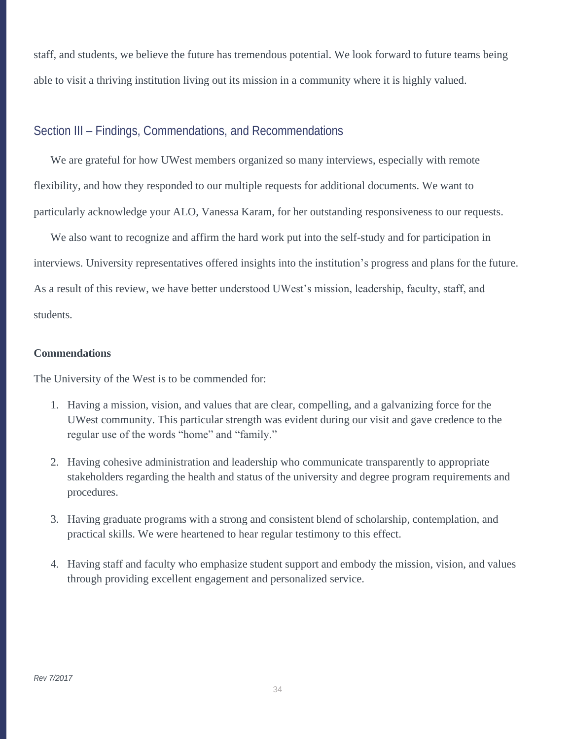staff, and students, we believe the future has tremendous potential. We look forward to future teams being able to visit a thriving institution living out its mission in a community where it is highly valued.

## Section III – Findings, Commendations, and Recommendations

We are grateful for how UWest members organized so many interviews, especially with remote flexibility, and how they responded to our multiple requests for additional documents. We want to particularly acknowledge your ALO, Vanessa Karam, for her outstanding responsiveness to our requests.

We also want to recognize and affirm the hard work put into the self-study and for participation in interviews. University representatives offered insights into the institution's progress and plans for the future. As a result of this review, we have better understood UWest's mission, leadership, faculty, staff, and students.

**Commendations**

The University of the West is to be commended for:

1. Having a mission, vision, and values that are clear, compelling, and a galvanizing force for the UWest community. This particular strength was evident during our visit and gave credence to the regular use of the words "home" and "family."

2. Having cohesive administration and leadership who communicate transparently to appropriate stakeholders regarding the health and status of the university and degree program requirements and procedures.

3. Having graduate programs with a strong and consistent blend of scholarship, contemplation, and practical skills. We were heartened to hear regular testimony to this effect.

4. Having staff and faculty who emphasize student support and embody the mission, vision, and values through providing excellent engagement and personalized service.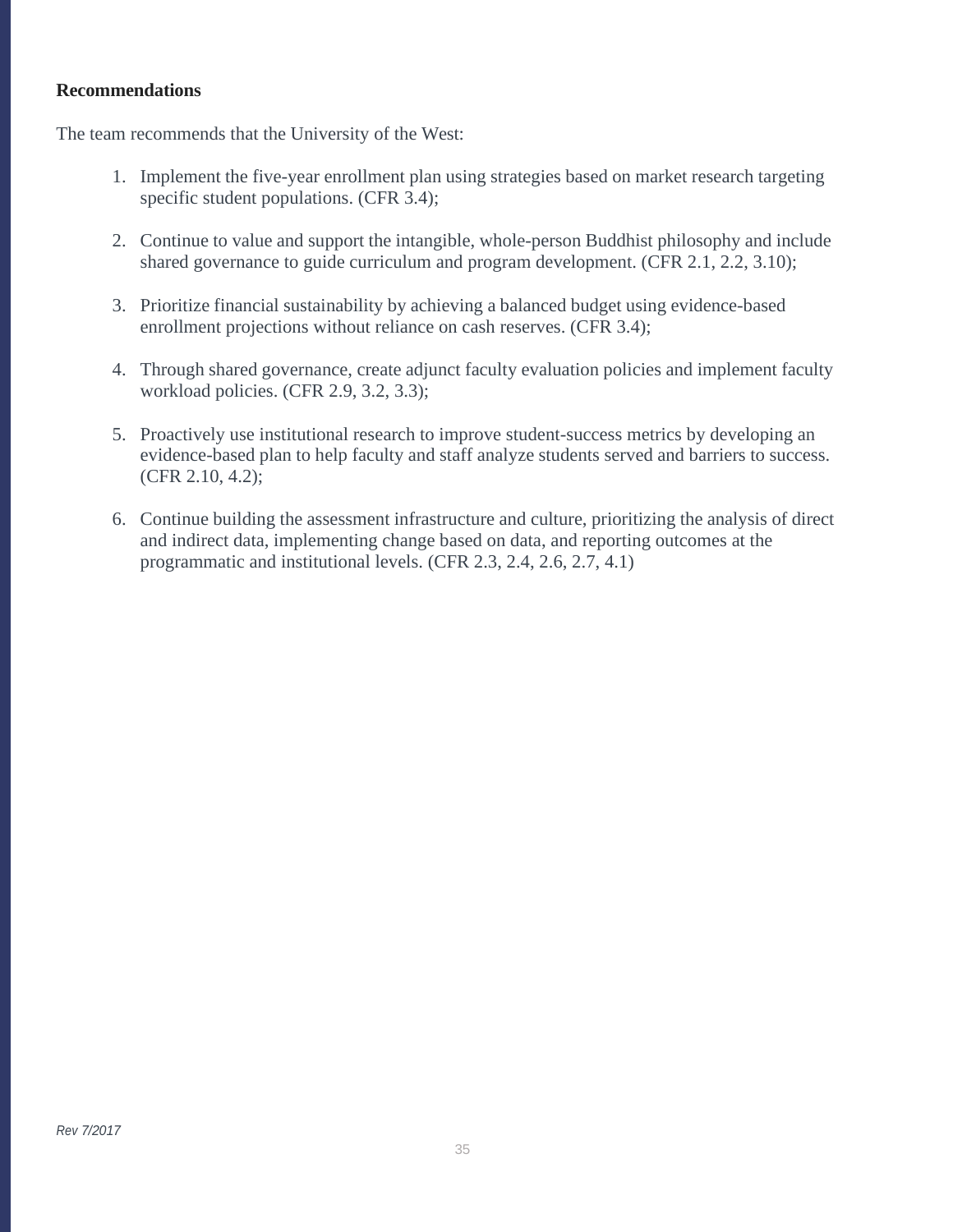**Recommendations**

The team recommends that the University of the West:

1. Implement the five-year enrollment plan using strategies based on market research targeting specific student populations. (CFR 3.4);

2. Continue to value and support the intangible, whole-person Buddhist philosophy and include shared governance to guide curriculum and program development. (CFR 2.1, 2.2, 3.10);

3. Prioritize financial sustainability by achieving a balanced budget using evidence-based enrollment projections without reliance on cash reserves. (CFR 3.4);

4. Through shared governance, create adjunct faculty evaluation policies and implement faculty workload policies. (CFR 2.9, 3.2, 3.3);

5. Proactively use institutional research to improve student-success metrics by developing an evidence-based plan to help faculty and staff analyze students served and barriers to success. (CFR 2.10, 4.2);

6. Continue building the assessment infrastructure and culture, prioritizing the analysis of direct and indirect data, implementing change based on data, and reporting outcomes at the programmatic and institutional levels. (CFR 2.3, 2.4, 2.6, 2.7, 4.1)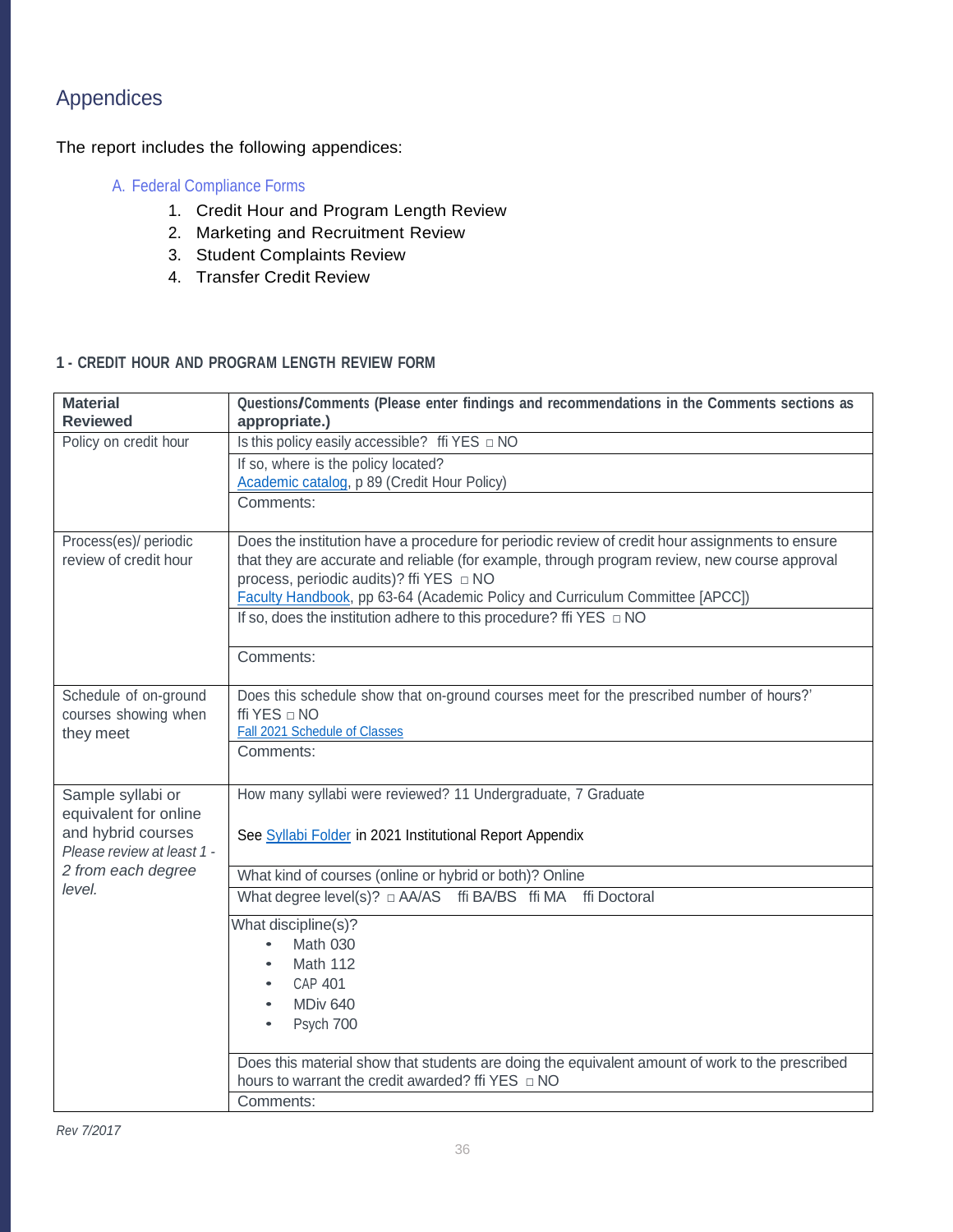# Appendices

The report includes the following appendices:

A. Federal Compliance Forms
   1. Credit Hour and Program Length Review
   2. Marketing and Recruitment Review
   3. Student Complaints Review
   4. Transfer Credit Review

### 1 - CREDIT HOUR AND PROGRAM LENGTH REVIEW FORM

| Material Reviewed | Questions/Comments (Please enter findings and recommendations in the Comments sections as appropriate.) |
|---|---|
| Policy on credit hour | Is this policy easily accessible? ffi YES □ NO |
| | If so, where is the policy located? Academic catalog, p 89 (Credit Hour Policy) |
| | Comments: |
| Process(es)/ periodic review of credit hour | Does the institution have a procedure for periodic review of credit hour assignments to ensure that they are accurate and reliable (for example, through program review, new course approval process, periodic audits)? ffi YES □ NO Faculty Handbook, pp 63-64 (Academic Policy and Curriculum Committee [APCC]) |
| | If so, does the institution adhere to this procedure? ffi YES □ NO |
| | Comments: |
| Schedule of on-ground courses showing when they meet | Does this schedule show that on-ground courses meet for the prescribed number of hours?' ffi YES □ NO Fall 2021 Schedule of Classes |
| | Comments: |
| Sample syllabi or equivalent for online and hybrid courses *Please review at least 1 - 2 from each degree level.* | How many syllabi were reviewed? 11 Undergraduate, 7 Graduate<br><br>See Syllabi Folder in 2021 Institutional Report Appendix |
| | What kind of courses (online or hybrid or both)? Online |
| | What degree level(s)? □ AA/AS ffi BA/BS ffi MA ffi Doctoral |
| | What discipline(s)?<br>• Math 030<br>• Math 112<br>• CAP 401<br>• MDiv 640<br>• Psych 700 |
| | Does this material show that students are doing the equivalent amount of work to the prescribed hours to warrant the credit awarded? ffi YES □ NO |
| | Comments: |

*Rev 7/2017*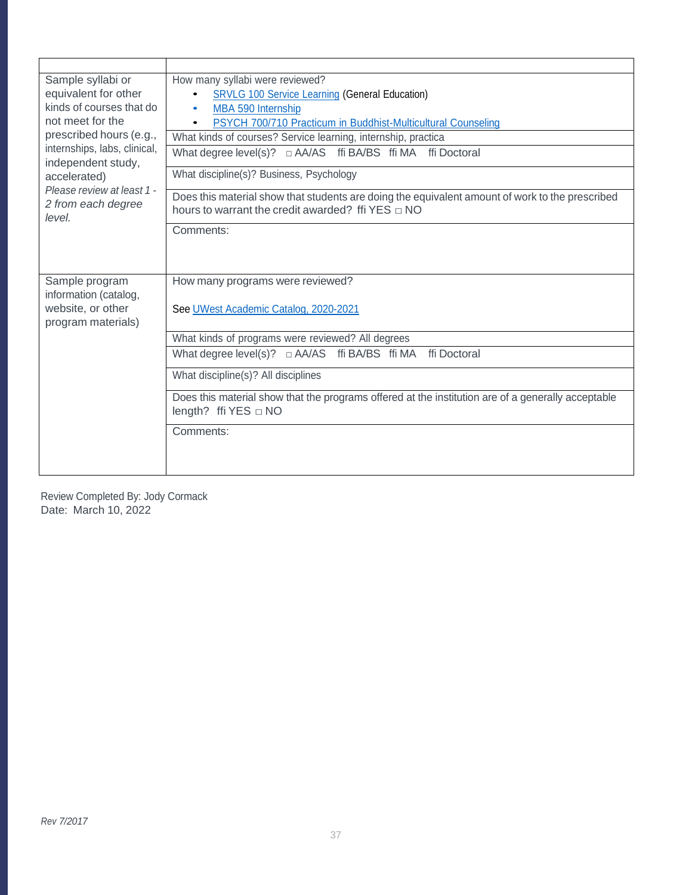| | |
|---|---|
| Sample syllabi or equivalent for other kinds of courses that do not meet for the prescribed hours (e.g., internships, labs, clinical, independent study, accelerated)<br>*Please review at least 1 - 2 from each degree level.* | How many syllabi were reviewed?<br>• SRVLG 100 Service Learning (General Education)<br>• MBA 590 Internship<br>• PSYCH 700/710 Practicum in Buddhist-Multicultural Counseling |
| | What kinds of courses? Service learning, internship, practica |
| | What degree level(s)? □ AA/AS ffi BA/BS ffi MA ffi Doctoral |
| | What discipline(s)? Business, Psychology |
| | Does this material show that students are doing the equivalent amount of work to the prescribed hours to warrant the credit awarded? ffi YES □ NO |
| | Comments: |
| Sample program information (catalog, website, or other program materials) | How many programs were reviewed?<br><br>See UWest Academic Catalog, 2020-2021 |
| | What kinds of programs were reviewed? All degrees |
| | What degree level(s)? □ AA/AS ffi BA/BS ffi MA ffi Doctoral |
| | What discipline(s)? All disciplines |
| | Does this material show that the programs offered at the institution are of a generally acceptable length? ffi YES □ NO |
| | Comments: |

Review Completed By: Jody Cormack
Date: March 10, 2022

*Rev 7/2017*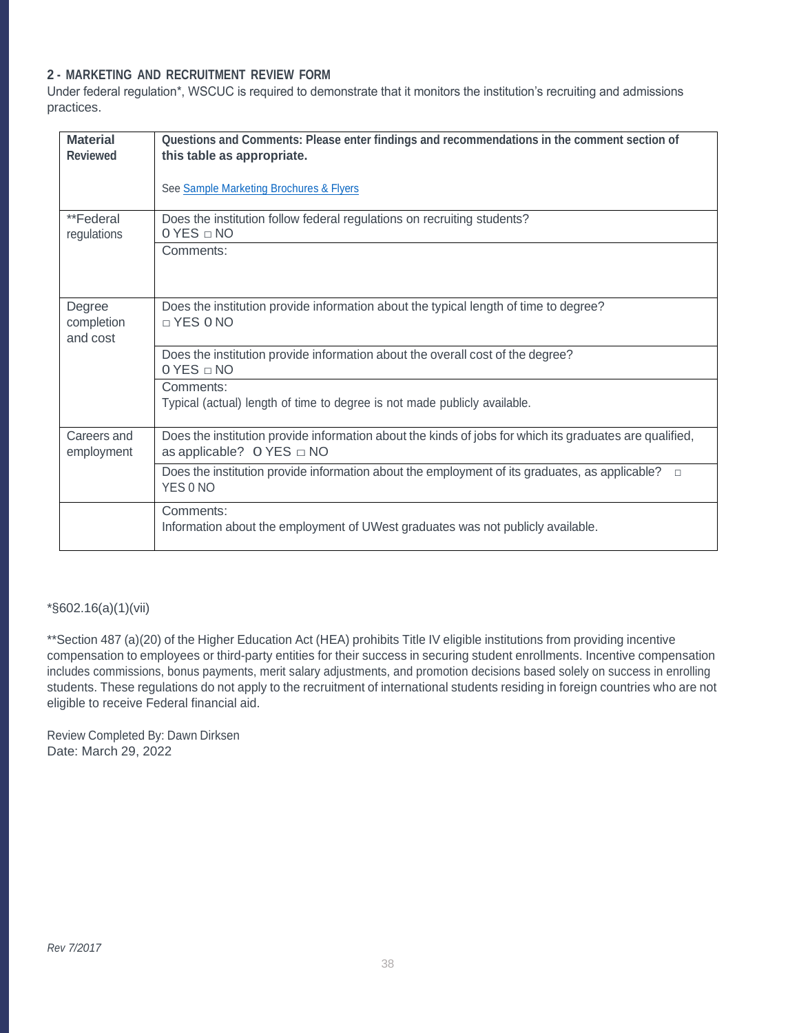## 2 - MARKETING AND RECRUITMENT REVIEW FORM

Under federal regulation*, WSCUC is required to demonstrate that it monitors the institution's recruiting and admissions practices.

| Material Reviewed | Questions and Comments: Please enter findings and recommendations in the comment section of this table as appropriate.<br><br>See [Sample Marketing Brochures & Flyers]() |
|---|---|
| **Federal regulations | Does the institution follow federal regulations on recruiting students?<br>O YES □ NO |
| | Comments: |
| Degree completion and cost | Does the institution provide information about the typical length of time to degree?<br>□ YES O NO |
| | Does the institution provide information about the overall cost of the degree?<br>O YES □ NO |
| | Comments:<br>Typical (actual) length of time to degree is not made publicly available. |
| Careers and employment | Does the institution provide information about the kinds of jobs for which its graduates are qualified, as applicable? O YES □ NO |
| | Does the institution provide information about the employment of its graduates, as applicable? □ YES 0 NO |
| | Comments:<br>Information about the employment of UWest graduates was not publicly available. |

*§602.16(a)(1)(vii)

**Section 487 (a)(20) of the Higher Education Act (HEA) prohibits Title IV eligible institutions from providing incentive compensation to employees or third-party entities for their success in securing student enrollments. Incentive compensation includes commissions, bonus payments, merit salary adjustments, and promotion decisions based solely on success in enrolling students. These regulations do not apply to the recruitment of international students residing in foreign countries who are not eligible to receive Federal financial aid.

Review Completed By: Dawn Dirksen
Date: March 29, 2022

*Rev 7/2017*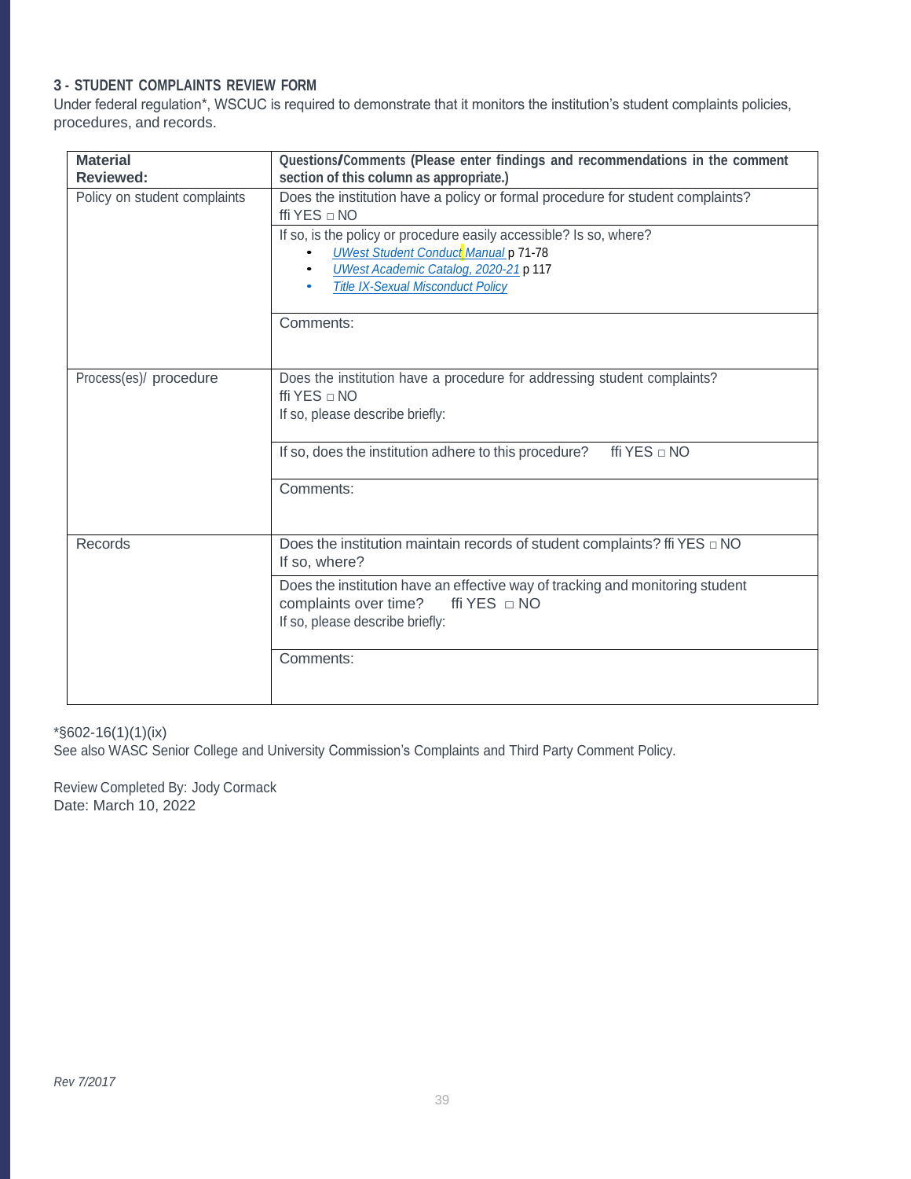### 3 - STUDENT COMPLAINTS REVIEW FORM

Under federal regulation*, WSCUC is required to demonstrate that it monitors the institution's student complaints policies, procedures, and records.

| Material Reviewed: | Questions/Comments (Please enter findings and recommendations in the comment section of this column as appropriate.) |
|---|---|
| Policy on student complaints | Does the institution have a policy or formal procedure for student complaints? ffi YES □ NO |
| | If so, is the policy or procedure easily accessible? Is so, where?<br>• *UWest Student Conduct Manual* p 71-78<br>• *UWest Academic Catalog, 2020-21* p 117<br>• *Title IX-Sexual Misconduct Policy* |
| | Comments: |
| Process(es)/ procedure | Does the institution have a procedure for addressing student complaints? ffi YES □ NO<br>If so, please describe briefly: |
| | If so, does the institution adhere to this procedure? ffi YES □ NO |
| | Comments: |
| Records | Does the institution maintain records of student complaints? ffi YES □ NO<br>If so, where? |
| | Does the institution have an effective way of tracking and monitoring student complaints over time? ffi YES □ NO<br>If so, please describe briefly: |
| | Comments: |

*§602-16(1)(1)(ix)

See also WASC Senior College and University Commission's Complaints and Third Party Comment Policy.

Review Completed By: Jody Cormack
Date: March 10, 2022

*Rev 7/2017*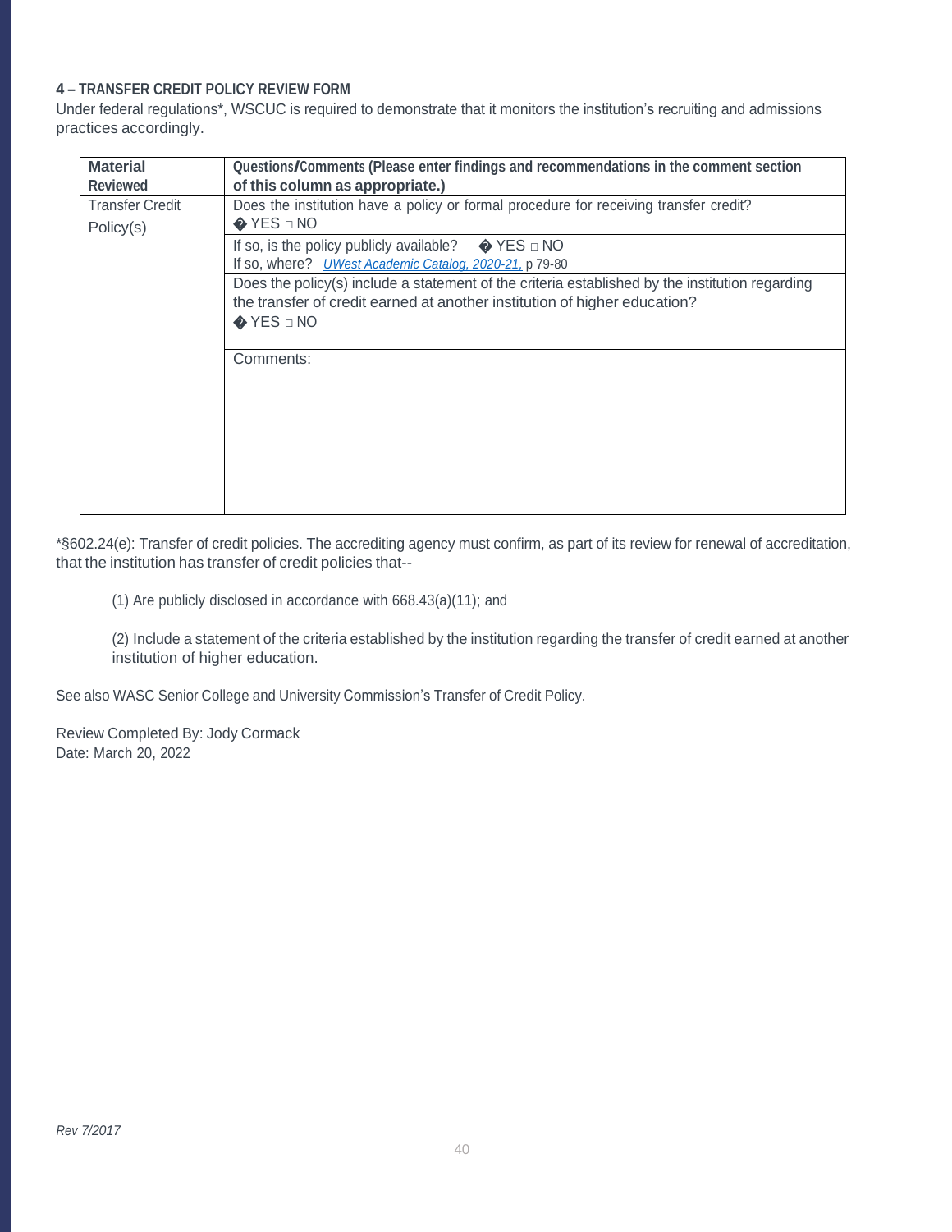#### 4 – TRANSFER CREDIT POLICY REVIEW FORM

Under federal regulations*, WSCUC is required to demonstrate that it monitors the institution's recruiting and admissions practices accordingly.

| Material Reviewed | Questions/Comments (Please enter findings and recommendations in the comment section of this column as appropriate.) |
|---|---|
| Transfer Credit Policy(s) | Does the institution have a policy or formal procedure for receiving transfer credit?<br>� YES □ NO |
| | If so, is the policy publicly available? � YES □ NO<br>If so, where? *UWest Academic Catalog, 2020-21,* p 79-80 |
| | Does the policy(s) include a statement of the criteria established by the institution regarding the transfer of credit earned at another institution of higher education?<br>� YES □ NO |
| | Comments: |

*§602.24(e): Transfer of credit policies. The accrediting agency must confirm, as part of its review for renewal of accreditation, that the institution has transfer of credit policies that--

(1) Are publicly disclosed in accordance with 668.43(a)(11); and

(2) Include a statement of the criteria established by the institution regarding the transfer of credit earned at another institution of higher education.

See also WASC Senior College and University Commission's Transfer of Credit Policy.

Review Completed By: Jody Cormack
Date: March 20, 2022

*Rev 7/2017*